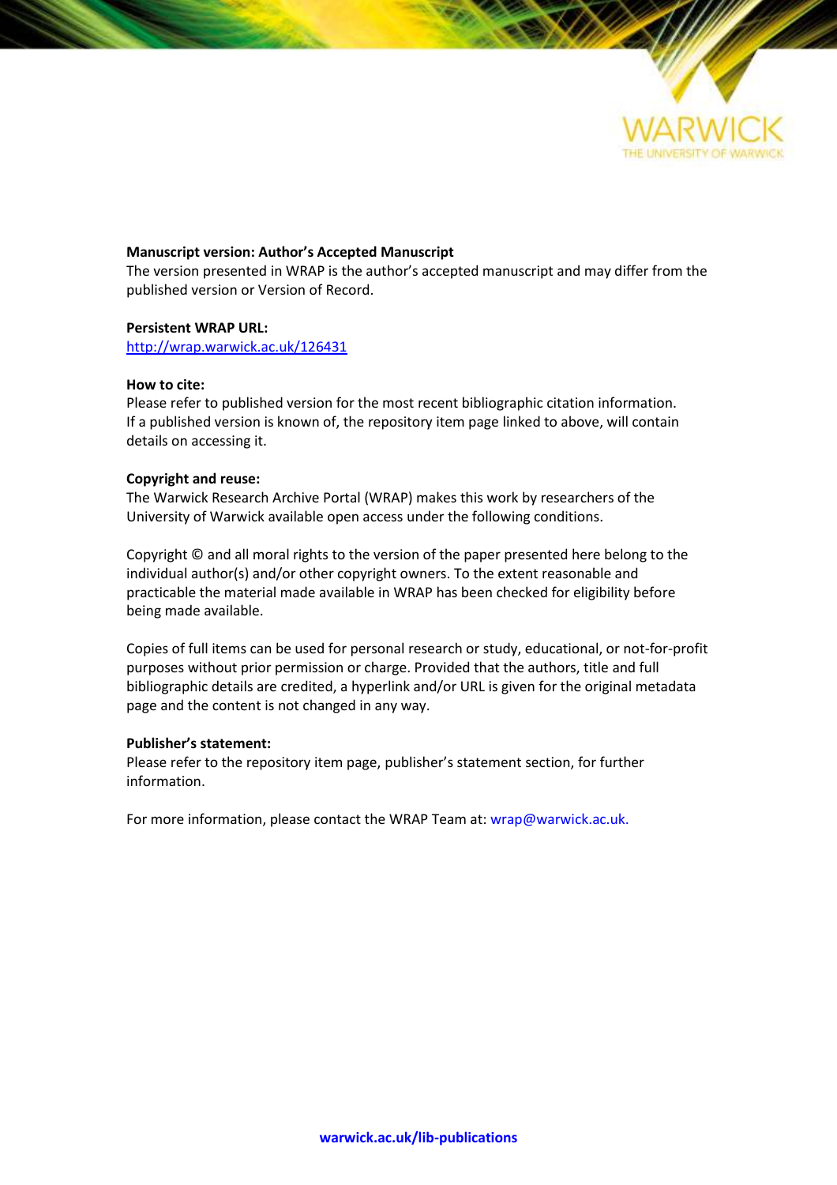**Manuscript version: Author's Accepted Manuscript**
The version presented in WRAP is the author's accepted manuscript and may differ from the published version or Version of Record.

**Persistent WRAP URL:**
http://wrap.warwick.ac.uk/126431

**How to cite:**
Please refer to published version for the most recent bibliographic citation information. If a published version is known of, the repository item page linked to above, will contain details on accessing it.

**Copyright and reuse:**
The Warwick Research Archive Portal (WRAP) makes this work by researchers of the University of Warwick available open access under the following conditions.

Copyright © and all moral rights to the version of the paper presented here belong to the individual author(s) and/or other copyright owners. To the extent reasonable and practicable the material made available in WRAP has been checked for eligibility before being made available.

Copies of full items can be used for personal research or study, educational, or not-for-profit purposes without prior permission or charge. Provided that the authors, title and full bibliographic details are credited, a hyperlink and/or URL is given for the original metadata page and the content is not changed in any way.

**Publisher's statement:**
Please refer to the repository item page, publisher's statement section, for further information.

For more information, please contact the WRAP Team at: wrap@warwick.ac.uk.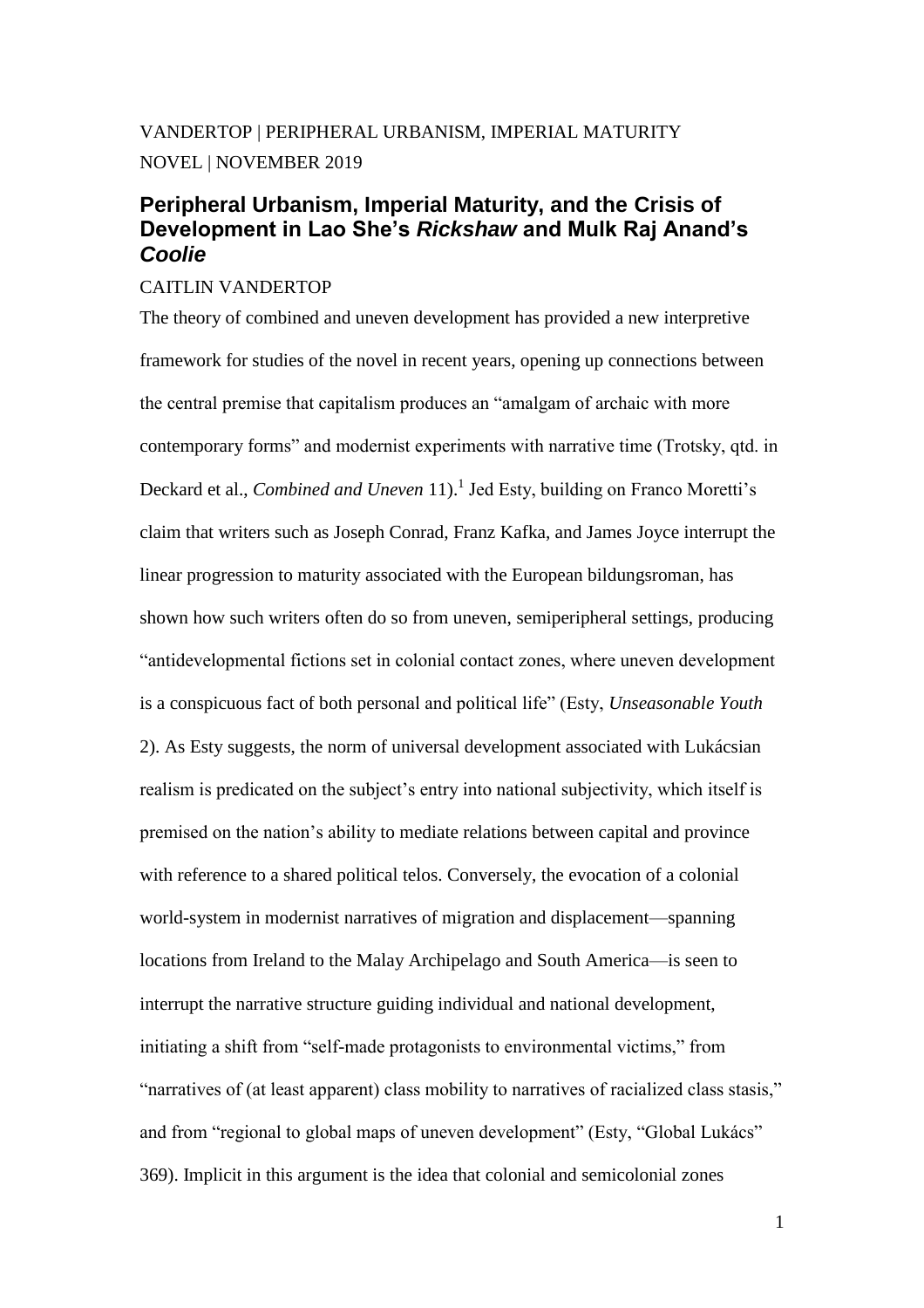VANDERTOP | PERIPHERAL URBANISM, IMPERIAL MATURITY

NOVEL | NOVEMBER 2019

# Peripheral Urbanism, Imperial Maturity, and the Crisis of Development in Lao She's *Rickshaw* and Mulk Raj Anand's *Coolie*

CAITLIN VANDERTOP

The theory of combined and uneven development has provided a new interpretive framework for studies of the novel in recent years, opening up connections between the central premise that capitalism produces an "amalgam of archaic with more contemporary forms" and modernist experiments with narrative time (Trotsky, qtd. in Deckard et al., *Combined and Uneven* 11).[1] Jed Esty, building on Franco Moretti's claim that writers such as Joseph Conrad, Franz Kafka, and James Joyce interrupt the linear progression to maturity associated with the European bildungsroman, has shown how such writers often do so from uneven, semiperipheral settings, producing "antidevelopmental fictions set in colonial contact zones, where uneven development is a conspicuous fact of both personal and political life" (Esty, *Unseasonable Youth* 2). As Esty suggests, the norm of universal development associated with Lukácsian realism is predicated on the subject's entry into national subjectivity, which itself is premised on the nation's ability to mediate relations between capital and province with reference to a shared political telos. Conversely, the evocation of a colonial world-system in modernist narratives of migration and displacement—spanning locations from Ireland to the Malay Archipelago and South America—is seen to interrupt the narrative structure guiding individual and national development, initiating a shift from "self-made protagonists to environmental victims," from "narratives of (at least apparent) class mobility to narratives of racialized class stasis," and from "regional to global maps of uneven development" (Esty, "Global Lukács" 369). Implicit in this argument is the idea that colonial and semicolonial zones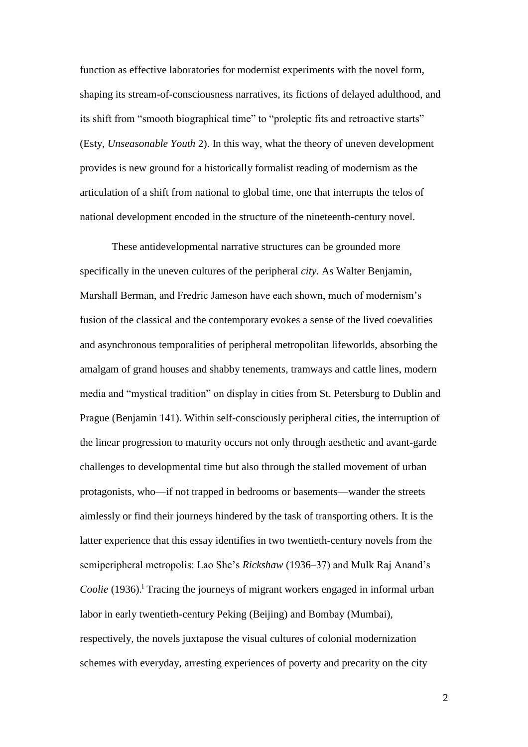function as effective laboratories for modernist experiments with the novel form, shaping its stream-of-consciousness narratives, its fictions of delayed adulthood, and its shift from "smooth biographical time" to "proleptic fits and retroactive starts" (Esty, *Unseasonable Youth* 2). In this way, what the theory of uneven development provides is new ground for a historically formalist reading of modernism as the articulation of a shift from national to global time, one that interrupts the telos of national development encoded in the structure of the nineteenth-century novel.

These antidevelopmental narrative structures can be grounded more specifically in the uneven cultures of the peripheral *city*. As Walter Benjamin, Marshall Berman, and Fredric Jameson have each shown, much of modernism's fusion of the classical and the contemporary evokes a sense of the lived coevalities and asynchronous temporalities of peripheral metropolitan lifeworlds, absorbing the amalgam of grand houses and shabby tenements, tramways and cattle lines, modern media and "mystical tradition" on display in cities from St. Petersburg to Dublin and Prague (Benjamin 141). Within self-consciously peripheral cities, the interruption of the linear progression to maturity occurs not only through aesthetic and avant-garde challenges to developmental time but also through the stalled movement of urban protagonists, who—if not trapped in bedrooms or basements—wander the streets aimlessly or find their journeys hindered by the task of transporting others. It is the latter experience that this essay identifies in two twentieth-century novels from the semiperipheral metropolis: Lao She's *Rickshaw* (1936–37) and Mulk Raj Anand's *Coolie* (1936).[i] Tracing the journeys of migrant workers engaged in informal urban labor in early twentieth-century Peking (Beijing) and Bombay (Mumbai), respectively, the novels juxtapose the visual cultures of colonial modernization schemes with everyday, arresting experiences of poverty and precarity on the city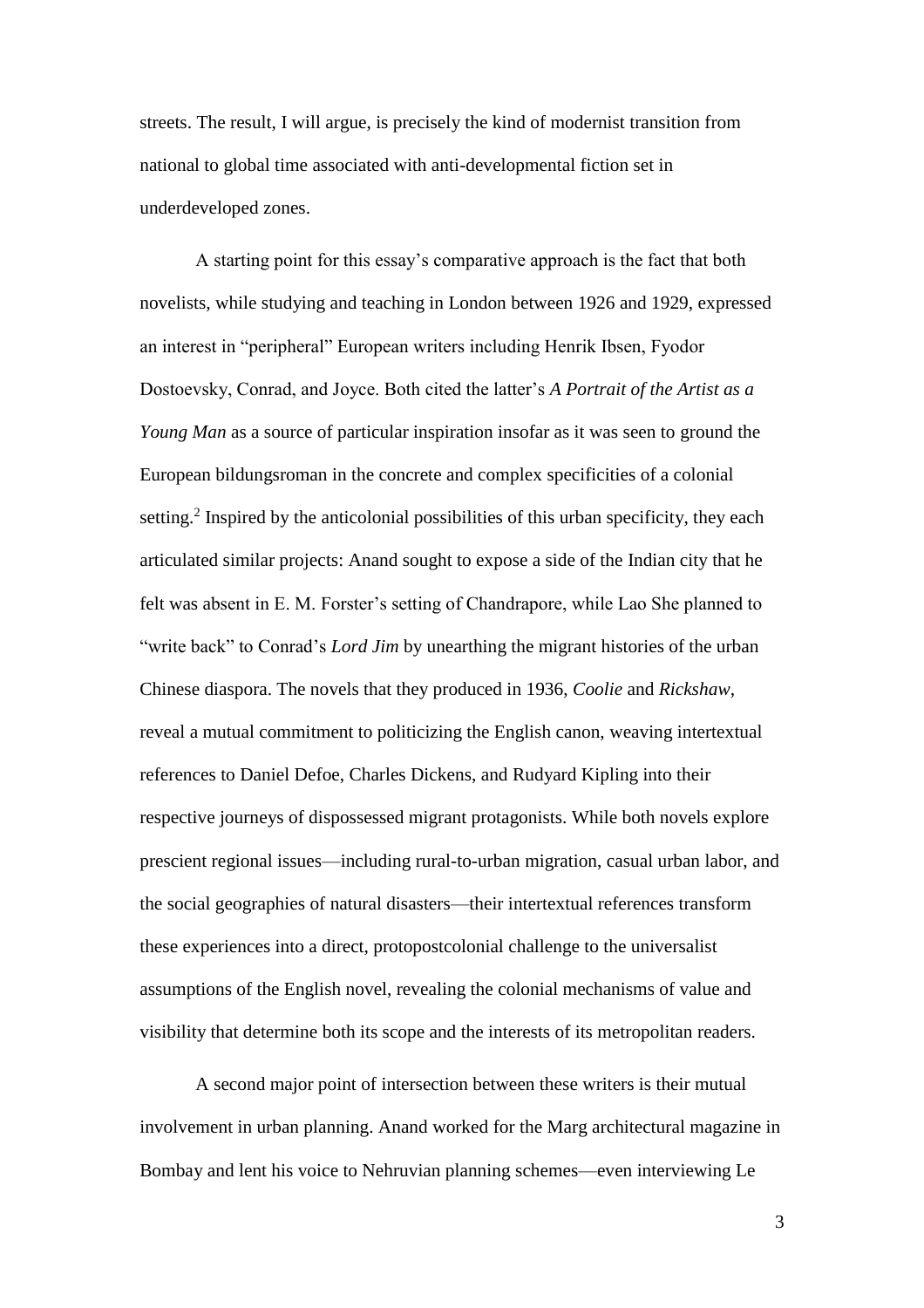streets. The result, I will argue, is precisely the kind of modernist transition from national to global time associated with anti-developmental fiction set in underdeveloped zones.

A starting point for this essay's comparative approach is the fact that both novelists, while studying and teaching in London between 1926 and 1929, expressed an interest in "peripheral" European writers including Henrik Ibsen, Fyodor Dostoevsky, Conrad, and Joyce. Both cited the latter's *A Portrait of the Artist as a Young Man* as a source of particular inspiration insofar as it was seen to ground the European bildungsroman in the concrete and complex specificities of a colonial setting.[2] Inspired by the anticolonial possibilities of this urban specificity, they each articulated similar projects: Anand sought to expose a side of the Indian city that he felt was absent in E. M. Forster's setting of Chandrapore, while Lao She planned to "write back" to Conrad's *Lord Jim* by unearthing the migrant histories of the urban Chinese diaspora. The novels that they produced in 1936, *Coolie* and *Rickshaw*, reveal a mutual commitment to politicizing the English canon, weaving intertextual references to Daniel Defoe, Charles Dickens, and Rudyard Kipling into their respective journeys of dispossessed migrant protagonists. While both novels explore prescient regional issues—including rural-to-urban migration, casual urban labor, and the social geographies of natural disasters—their intertextual references transform these experiences into a direct, protopostcolonial challenge to the universalist assumptions of the English novel, revealing the colonial mechanisms of value and visibility that determine both its scope and the interests of its metropolitan readers.

A second major point of intersection between these writers is their mutual involvement in urban planning. Anand worked for the Marg architectural magazine in Bombay and lent his voice to Nehruvian planning schemes—even interviewing Le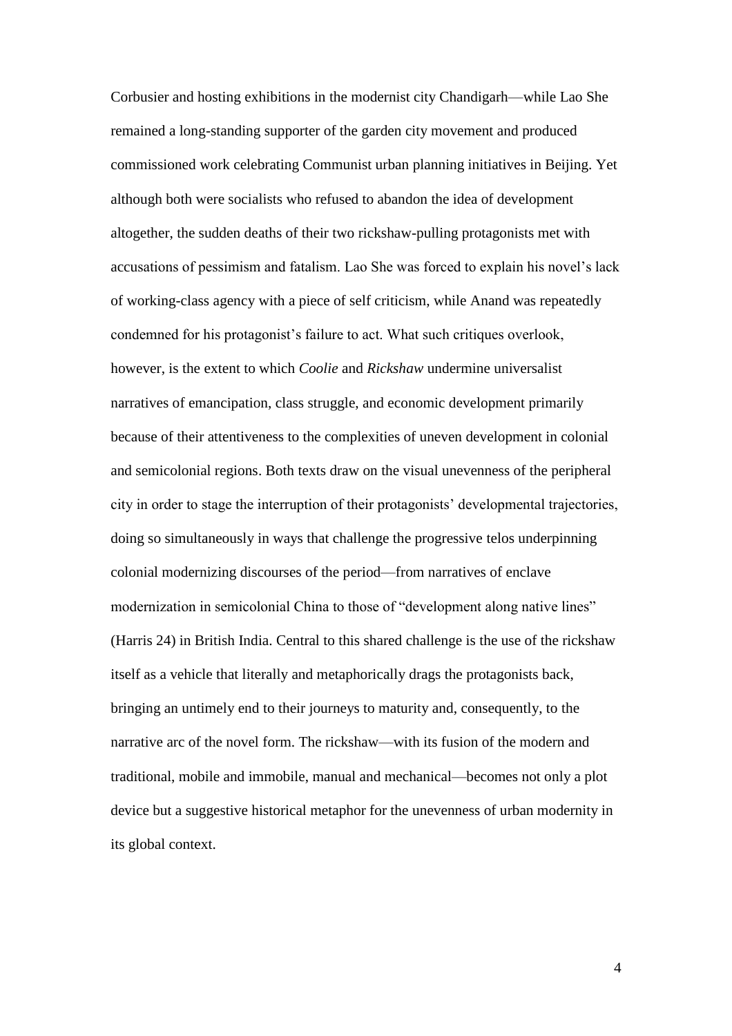Corbusier and hosting exhibitions in the modernist city Chandigarh—while Lao She remained a long-standing supporter of the garden city movement and produced commissioned work celebrating Communist urban planning initiatives in Beijing. Yet although both were socialists who refused to abandon the idea of development altogether, the sudden deaths of their two rickshaw-pulling protagonists met with accusations of pessimism and fatalism. Lao She was forced to explain his novel's lack of working-class agency with a piece of self criticism, while Anand was repeatedly condemned for his protagonist's failure to act. What such critiques overlook, however, is the extent to which *Coolie* and *Rickshaw* undermine universalist narratives of emancipation, class struggle, and economic development primarily because of their attentiveness to the complexities of uneven development in colonial and semicolonial regions. Both texts draw on the visual unevenness of the peripheral city in order to stage the interruption of their protagonists' developmental trajectories, doing so simultaneously in ways that challenge the progressive telos underpinning colonial modernizing discourses of the period—from narratives of enclave modernization in semicolonial China to those of "development along native lines" (Harris 24) in British India. Central to this shared challenge is the use of the rickshaw itself as a vehicle that literally and metaphorically drags the protagonists back, bringing an untimely end to their journeys to maturity and, consequently, to the narrative arc of the novel form. The rickshaw—with its fusion of the modern and traditional, mobile and immobile, manual and mechanical—becomes not only a plot device but a suggestive historical metaphor for the unevenness of urban modernity in its global context.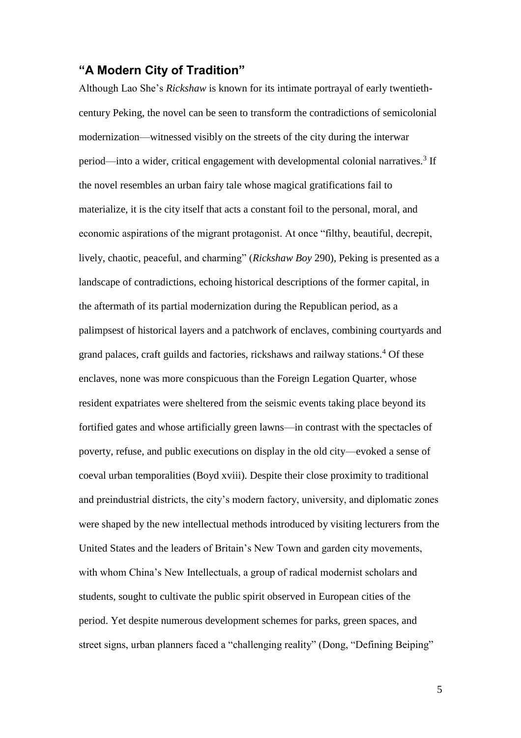## "A Modern City of Tradition"

Although Lao She's *Rickshaw* is known for its intimate portrayal of early twentieth-century Peking, the novel can be seen to transform the contradictions of semicolonial modernization—witnessed visibly on the streets of the city during the interwar period—into a wider, critical engagement with developmental colonial narratives.[3] If the novel resembles an urban fairy tale whose magical gratifications fail to materialize, it is the city itself that acts a constant foil to the personal, moral, and economic aspirations of the migrant protagonist. At once "filthy, beautiful, decrepit, lively, chaotic, peaceful, and charming" (*Rickshaw Boy* 290), Peking is presented as a landscape of contradictions, echoing historical descriptions of the former capital, in the aftermath of its partial modernization during the Republican period, as a palimpsest of historical layers and a patchwork of enclaves, combining courtyards and grand palaces, craft guilds and factories, rickshaws and railway stations.[4] Of these enclaves, none was more conspicuous than the Foreign Legation Quarter, whose resident expatriates were sheltered from the seismic events taking place beyond its fortified gates and whose artificially green lawns—in contrast with the spectacles of poverty, refuse, and public executions on display in the old city—evoked a sense of coeval urban temporalities (Boyd xviii). Despite their close proximity to traditional and preindustrial districts, the city's modern factory, university, and diplomatic zones were shaped by the new intellectual methods introduced by visiting lecturers from the United States and the leaders of Britain's New Town and garden city movements, with whom China's New Intellectuals, a group of radical modernist scholars and students, sought to cultivate the public spirit observed in European cities of the period. Yet despite numerous development schemes for parks, green spaces, and street signs, urban planners faced a "challenging reality" (Dong, "Defining Beiping"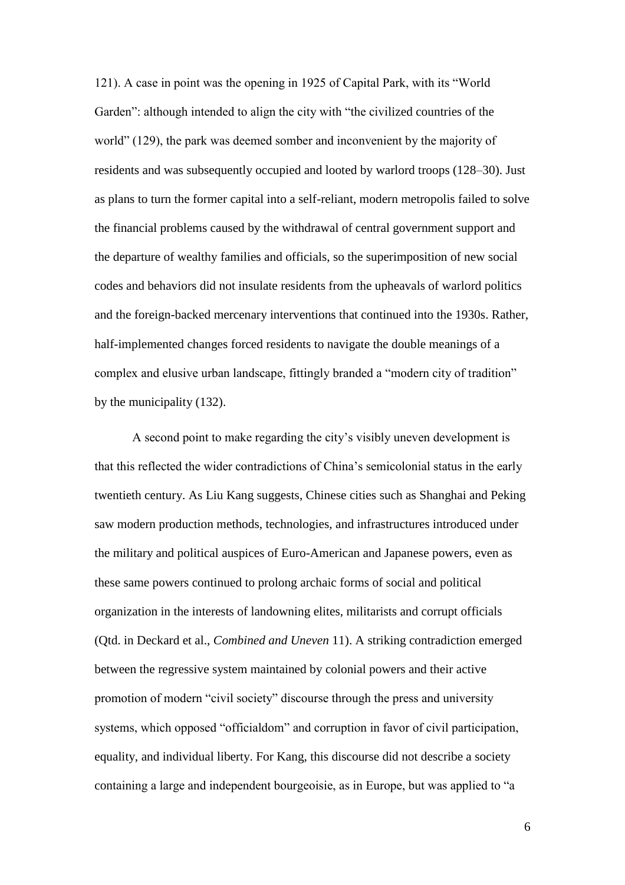121). A case in point was the opening in 1925 of Capital Park, with its "World Garden": although intended to align the city with "the civilized countries of the world" (129), the park was deemed somber and inconvenient by the majority of residents and was subsequently occupied and looted by warlord troops (128–30). Just as plans to turn the former capital into a self-reliant, modern metropolis failed to solve the financial problems caused by the withdrawal of central government support and the departure of wealthy families and officials, so the superimposition of new social codes and behaviors did not insulate residents from the upheavals of warlord politics and the foreign-backed mercenary interventions that continued into the 1930s. Rather, half-implemented changes forced residents to navigate the double meanings of a complex and elusive urban landscape, fittingly branded a "modern city of tradition" by the municipality (132).

A second point to make regarding the city's visibly uneven development is that this reflected the wider contradictions of China's semicolonial status in the early twentieth century. As Liu Kang suggests, Chinese cities such as Shanghai and Peking saw modern production methods, technologies, and infrastructures introduced under the military and political auspices of Euro-American and Japanese powers, even as these same powers continued to prolong archaic forms of social and political organization in the interests of landowning elites, militarists and corrupt officials (Qtd. in Deckard et al., *Combined and Uneven* 11). A striking contradiction emerged between the regressive system maintained by colonial powers and their active promotion of modern "civil society" discourse through the press and university systems, which opposed "officialdom" and corruption in favor of civil participation, equality, and individual liberty. For Kang, this discourse did not describe a society containing a large and independent bourgeoisie, as in Europe, but was applied to "a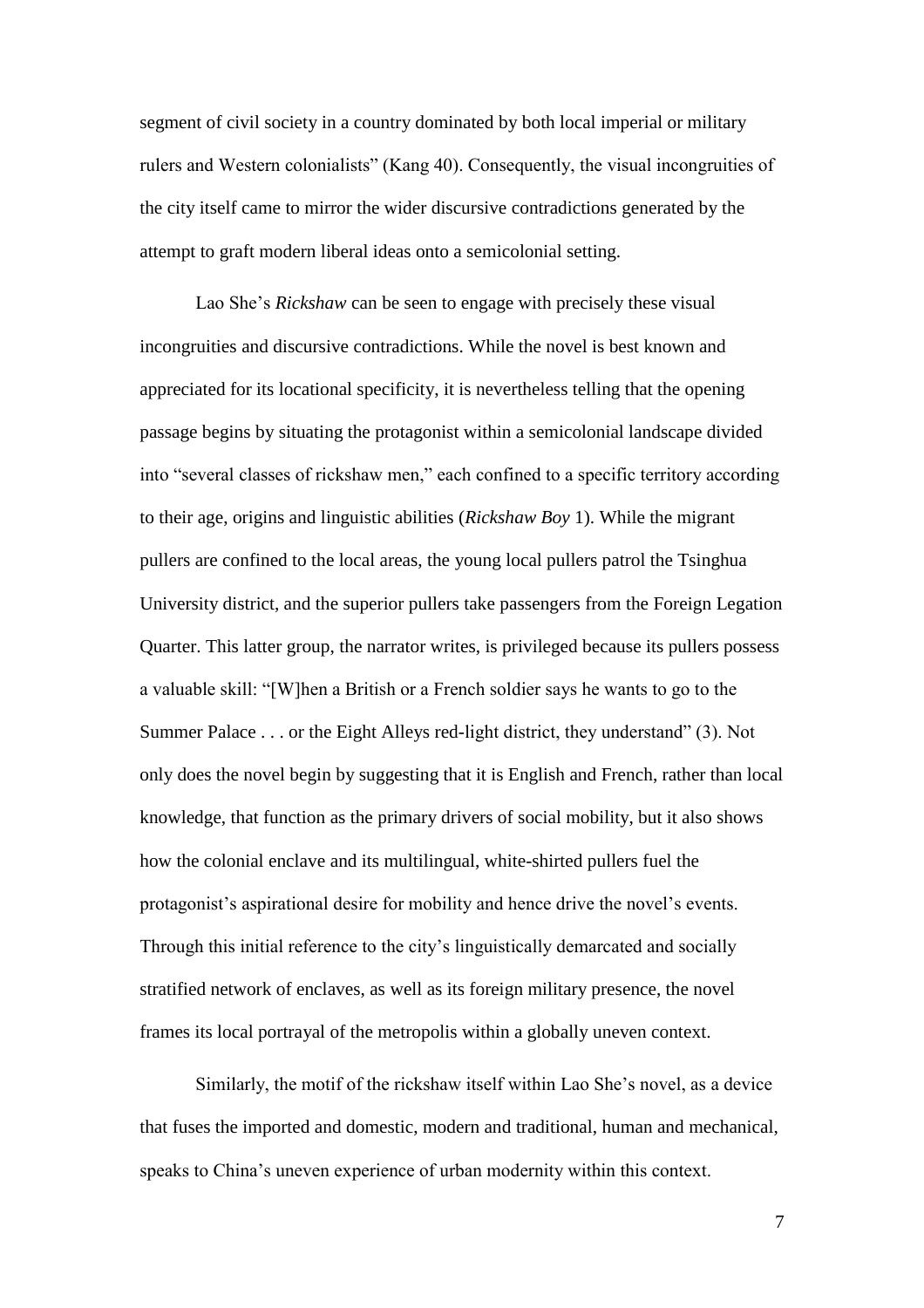segment of civil society in a country dominated by both local imperial or military rulers and Western colonialists" (Kang 40). Consequently, the visual incongruities of the city itself came to mirror the wider discursive contradictions generated by the attempt to graft modern liberal ideas onto a semicolonial setting.

Lao She's *Rickshaw* can be seen to engage with precisely these visual incongruities and discursive contradictions. While the novel is best known and appreciated for its locational specificity, it is nevertheless telling that the opening passage begins by situating the protagonist within a semicolonial landscape divided into "several classes of rickshaw men," each confined to a specific territory according to their age, origins and linguistic abilities (*Rickshaw Boy* 1). While the migrant pullers are confined to the local areas, the young local pullers patrol the Tsinghua University district, and the superior pullers take passengers from the Foreign Legation Quarter. This latter group, the narrator writes, is privileged because its pullers possess a valuable skill: "[W]hen a British or a French soldier says he wants to go to the Summer Palace . . . or the Eight Alleys red-light district, they understand" (3). Not only does the novel begin by suggesting that it is English and French, rather than local knowledge, that function as the primary drivers of social mobility, but it also shows how the colonial enclave and its multilingual, white-shirted pullers fuel the protagonist's aspirational desire for mobility and hence drive the novel's events. Through this initial reference to the city's linguistically demarcated and socially stratified network of enclaves, as well as its foreign military presence, the novel frames its local portrayal of the metropolis within a globally uneven context.

Similarly, the motif of the rickshaw itself within Lao She's novel, as a device that fuses the imported and domestic, modern and traditional, human and mechanical, speaks to China's uneven experience of urban modernity within this context.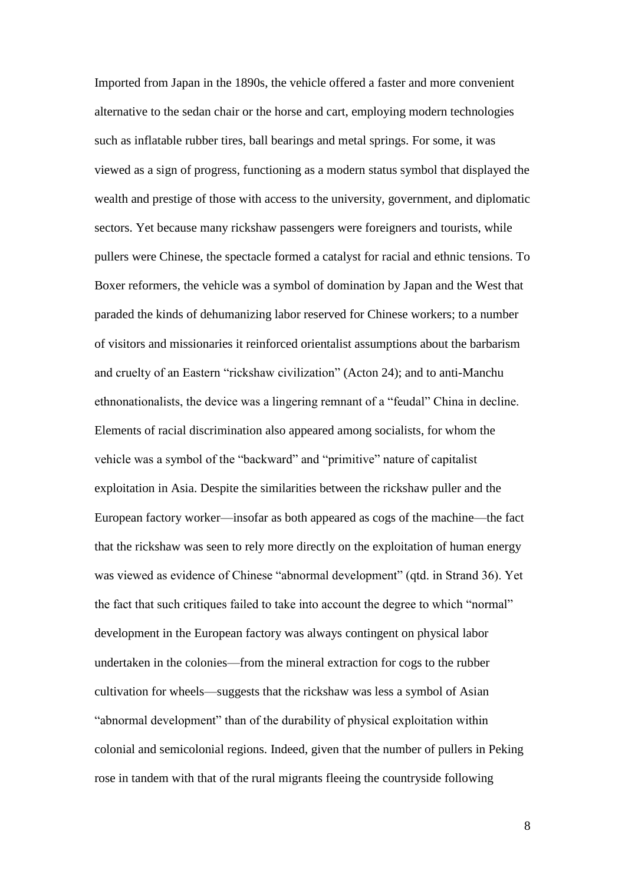Imported from Japan in the 1890s, the vehicle offered a faster and more convenient alternative to the sedan chair or the horse and cart, employing modern technologies such as inflatable rubber tires, ball bearings and metal springs. For some, it was viewed as a sign of progress, functioning as a modern status symbol that displayed the wealth and prestige of those with access to the university, government, and diplomatic sectors. Yet because many rickshaw passengers were foreigners and tourists, while pullers were Chinese, the spectacle formed a catalyst for racial and ethnic tensions. To Boxer reformers, the vehicle was a symbol of domination by Japan and the West that paraded the kinds of dehumanizing labor reserved for Chinese workers; to a number of visitors and missionaries it reinforced orientalist assumptions about the barbarism and cruelty of an Eastern "rickshaw civilization" (Acton 24); and to anti-Manchu ethnonationalists, the device was a lingering remnant of a "feudal" China in decline. Elements of racial discrimination also appeared among socialists, for whom the vehicle was a symbol of the "backward" and "primitive" nature of capitalist exploitation in Asia. Despite the similarities between the rickshaw puller and the European factory worker—insofar as both appeared as cogs of the machine—the fact that the rickshaw was seen to rely more directly on the exploitation of human energy was viewed as evidence of Chinese "abnormal development" (qtd. in Strand 36). Yet the fact that such critiques failed to take into account the degree to which "normal" development in the European factory was always contingent on physical labor undertaken in the colonies—from the mineral extraction for cogs to the rubber cultivation for wheels—suggests that the rickshaw was less a symbol of Asian "abnormal development" than of the durability of physical exploitation within colonial and semicolonial regions. Indeed, given that the number of pullers in Peking rose in tandem with that of the rural migrants fleeing the countryside following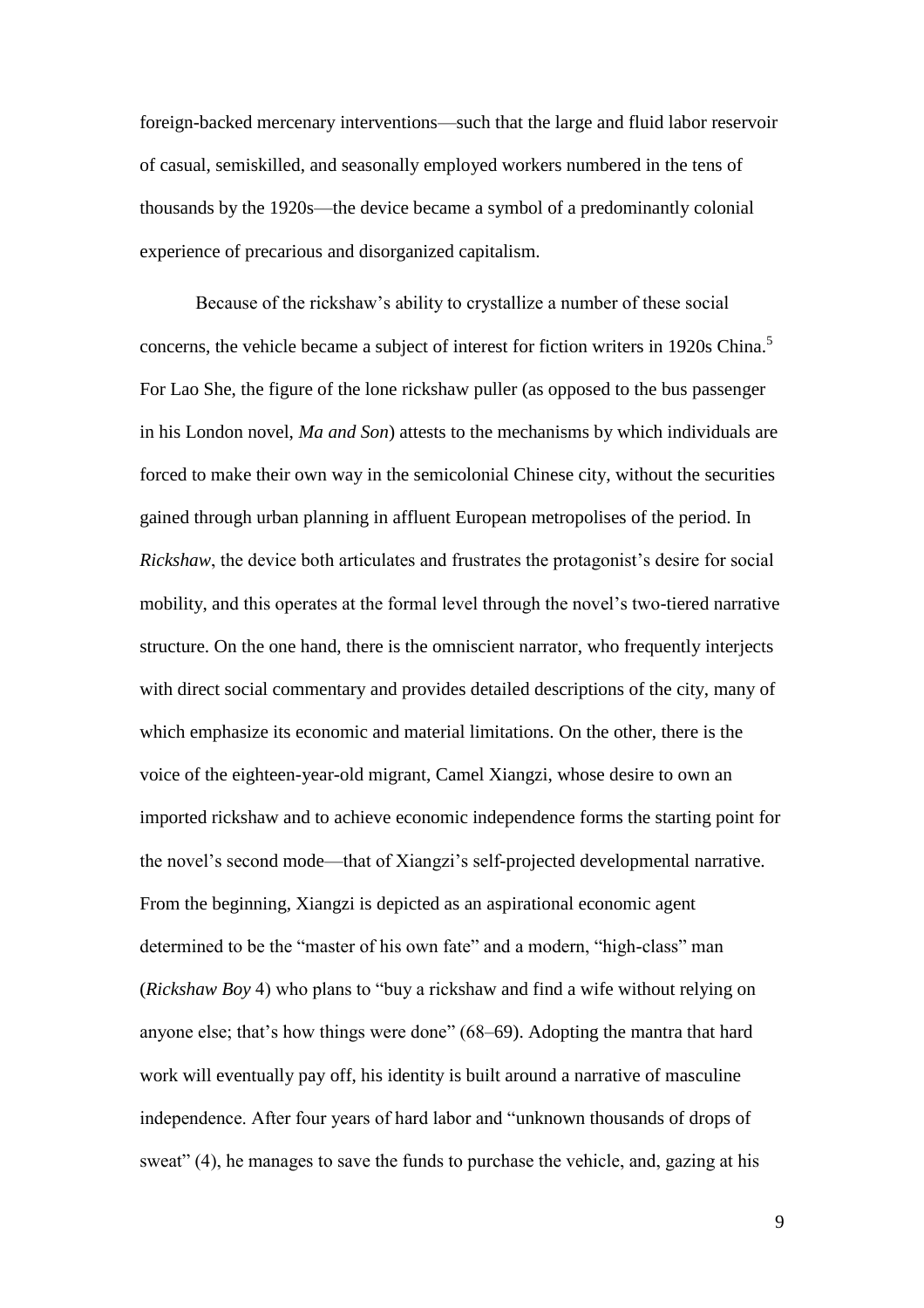foreign-backed mercenary interventions—such that the large and fluid labor reservoir of casual, semiskilled, and seasonally employed workers numbered in the tens of thousands by the 1920s—the device became a symbol of a predominantly colonial experience of precarious and disorganized capitalism.

Because of the rickshaw's ability to crystallize a number of these social concerns, the vehicle became a subject of interest for fiction writers in 1920s China.[5] For Lao She, the figure of the lone rickshaw puller (as opposed to the bus passenger in his London novel, *Ma and Son*) attests to the mechanisms by which individuals are forced to make their own way in the semicolonial Chinese city, without the securities gained through urban planning in affluent European metropolises of the period. In *Rickshaw*, the device both articulates and frustrates the protagonist's desire for social mobility, and this operates at the formal level through the novel's two-tiered narrative structure. On the one hand, there is the omniscient narrator, who frequently interjects with direct social commentary and provides detailed descriptions of the city, many of which emphasize its economic and material limitations. On the other, there is the voice of the eighteen-year-old migrant, Camel Xiangzi, whose desire to own an imported rickshaw and to achieve economic independence forms the starting point for the novel's second mode—that of Xiangzi's self-projected developmental narrative. From the beginning, Xiangzi is depicted as an aspirational economic agent determined to be the "master of his own fate" and a modern, "high-class" man (*Rickshaw Boy* 4) who plans to "buy a rickshaw and find a wife without relying on anyone else; that's how things were done" (68–69). Adopting the mantra that hard work will eventually pay off, his identity is built around a narrative of masculine independence. After four years of hard labor and "unknown thousands of drops of sweat" (4), he manages to save the funds to purchase the vehicle, and, gazing at his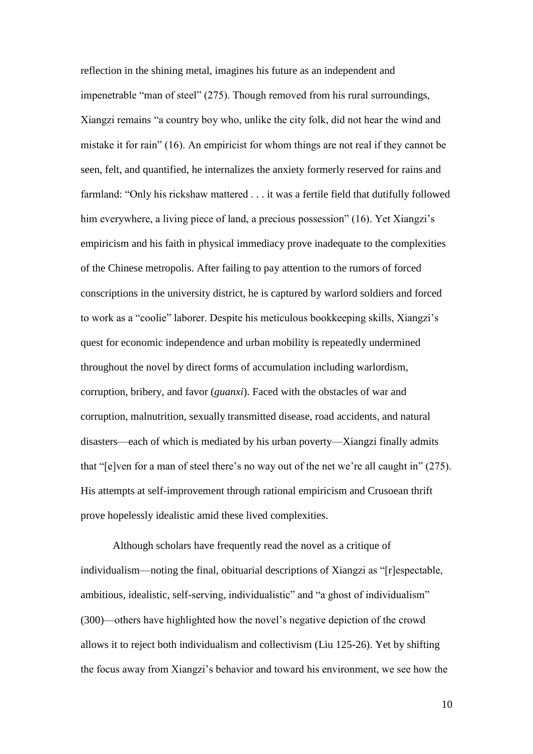reflection in the shining metal, imagines his future as an independent and impenetrable "man of steel" (275). Though removed from his rural surroundings, Xiangzi remains "a country boy who, unlike the city folk, did not hear the wind and mistake it for rain" (16). An empiricist for whom things are not real if they cannot be seen, felt, and quantified, he internalizes the anxiety formerly reserved for rains and farmland: "Only his rickshaw mattered . . . it was a fertile field that dutifully followed him everywhere, a living piece of land, a precious possession" (16). Yet Xiangzi's empiricism and his faith in physical immediacy prove inadequate to the complexities of the Chinese metropolis. After failing to pay attention to the rumors of forced conscriptions in the university district, he is captured by warlord soldiers and forced to work as a "coolie" laborer. Despite his meticulous bookkeeping skills, Xiangzi's quest for economic independence and urban mobility is repeatedly undermined throughout the novel by direct forms of accumulation including warlordism, corruption, bribery, and favor (*guanxi*). Faced with the obstacles of war and corruption, malnutrition, sexually transmitted disease, road accidents, and natural disasters—each of which is mediated by his urban poverty—Xiangzi finally admits that "[e]ven for a man of steel there's no way out of the net we're all caught in" (275). His attempts at self-improvement through rational empiricism and Crusoean thrift prove hopelessly idealistic amid these lived complexities.

Although scholars have frequently read the novel as a critique of individualism—noting the final, obituarial descriptions of Xiangzi as "[r]espectable, ambitious, idealistic, self-serving, individualistic" and "a ghost of individualism" (300)—others have highlighted how the novel's negative depiction of the crowd allows it to reject both individualism and collectivism (Liu 125-26). Yet by shifting the focus away from Xiangzi's behavior and toward his environment, we see how the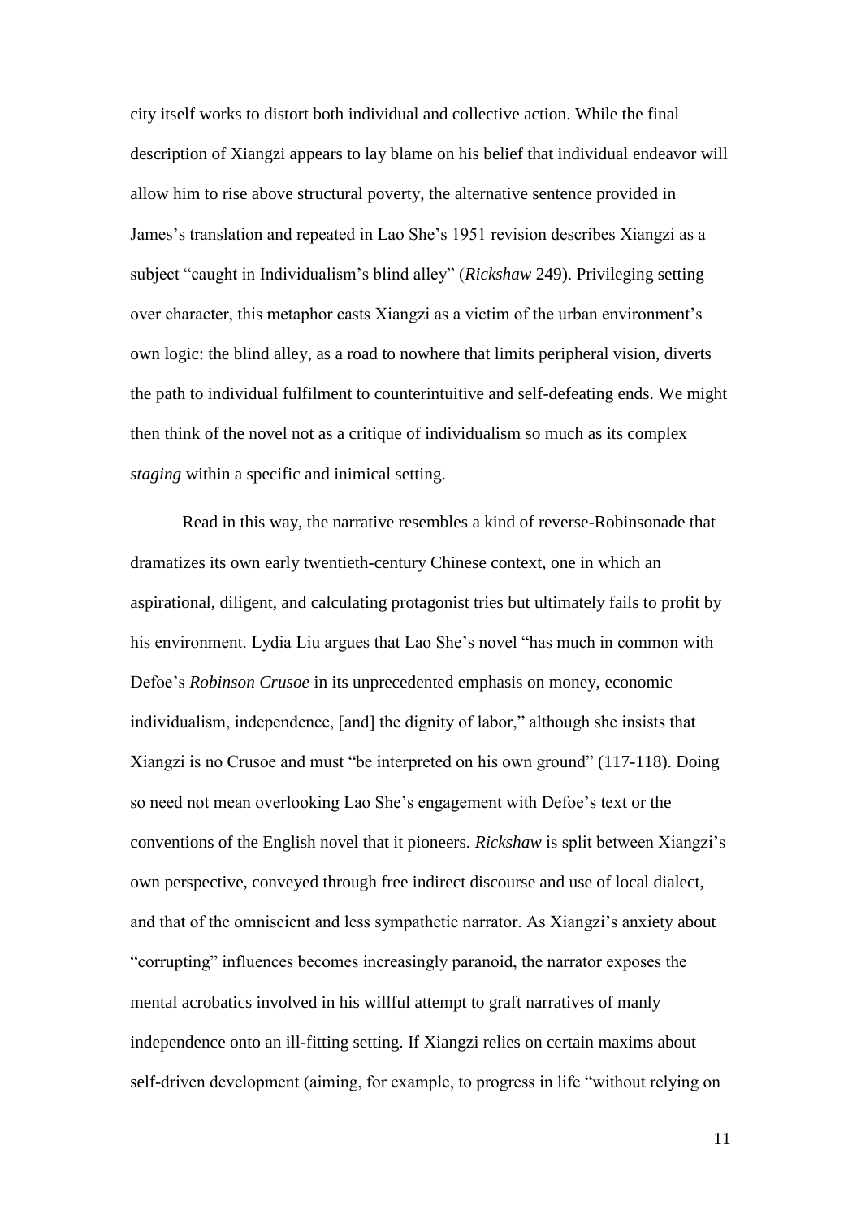city itself works to distort both individual and collective action. While the final description of Xiangzi appears to lay blame on his belief that individual endeavor will allow him to rise above structural poverty, the alternative sentence provided in James's translation and repeated in Lao She's 1951 revision describes Xiangzi as a subject "caught in Individualism's blind alley" (*Rickshaw* 249). Privileging setting over character, this metaphor casts Xiangzi as a victim of the urban environment's own logic: the blind alley, as a road to nowhere that limits peripheral vision, diverts the path to individual fulfilment to counterintuitive and self-defeating ends. We might then think of the novel not as a critique of individualism so much as its complex *staging* within a specific and inimical setting.

Read in this way, the narrative resembles a kind of reverse-Robinsonade that dramatizes its own early twentieth-century Chinese context, one in which an aspirational, diligent, and calculating protagonist tries but ultimately fails to profit by his environment. Lydia Liu argues that Lao She's novel "has much in common with Defoe's *Robinson Crusoe* in its unprecedented emphasis on money, economic individualism, independence, [and] the dignity of labor," although she insists that Xiangzi is no Crusoe and must "be interpreted on his own ground" (117-118). Doing so need not mean overlooking Lao She's engagement with Defoe's text or the conventions of the English novel that it pioneers. *Rickshaw* is split between Xiangzi's own perspective, conveyed through free indirect discourse and use of local dialect, and that of the omniscient and less sympathetic narrator. As Xiangzi's anxiety about "corrupting" influences becomes increasingly paranoid, the narrator exposes the mental acrobatics involved in his willful attempt to graft narratives of manly independence onto an ill-fitting setting. If Xiangzi relies on certain maxims about self-driven development (aiming, for example, to progress in life "without relying on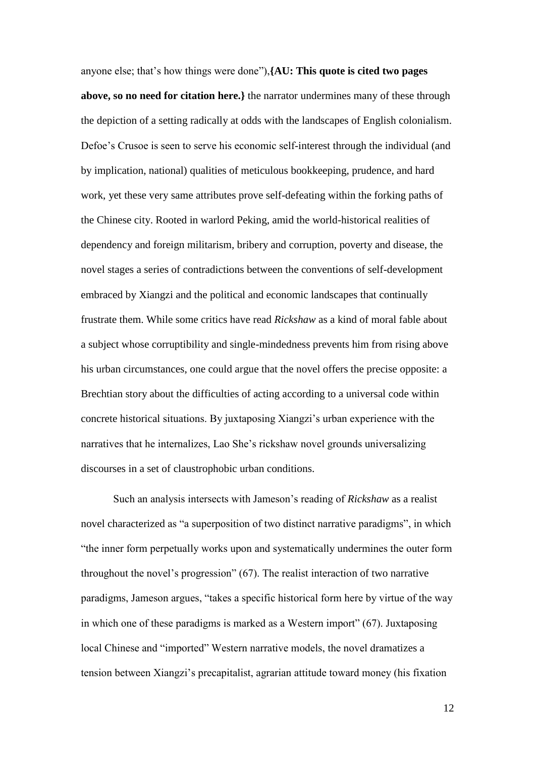anyone else; that’s how things were done”),**{AU: This quote is cited two pages above, so no need for citation here.}** the narrator undermines many of these through the depiction of a setting radically at odds with the landscapes of English colonialism. Defoe’s Crusoe is seen to serve his economic self-interest through the individual (and by implication, national) qualities of meticulous bookkeeping, prudence, and hard work, yet these very same attributes prove self-defeating within the forking paths of the Chinese city. Rooted in warlord Peking, amid the world-historical realities of dependency and foreign militarism, bribery and corruption, poverty and disease, the novel stages a series of contradictions between the conventions of self-development embraced by Xiangzi and the political and economic landscapes that continually frustrate them. While some critics have read *Rickshaw* as a kind of moral fable about a subject whose corruptibility and single-mindedness prevents him from rising above his urban circumstances, one could argue that the novel offers the precise opposite: a Brechtian story about the difficulties of acting according to a universal code within concrete historical situations. By juxtaposing Xiangzi’s urban experience with the narratives that he internalizes, Lao She’s rickshaw novel grounds universalizing discourses in a set of claustrophobic urban conditions.

Such an analysis intersects with Jameson’s reading of *Rickshaw* as a realist novel characterized as “a superposition of two distinct narrative paradigms”, in which “the inner form perpetually works upon and systematically undermines the outer form throughout the novel’s progression” (67). The realist interaction of two narrative paradigms, Jameson argues, “takes a specific historical form here by virtue of the way in which one of these paradigms is marked as a Western import” (67). Juxtaposing local Chinese and “imported” Western narrative models, the novel dramatizes a tension between Xiangzi’s precapitalist, agrarian attitude toward money (his fixation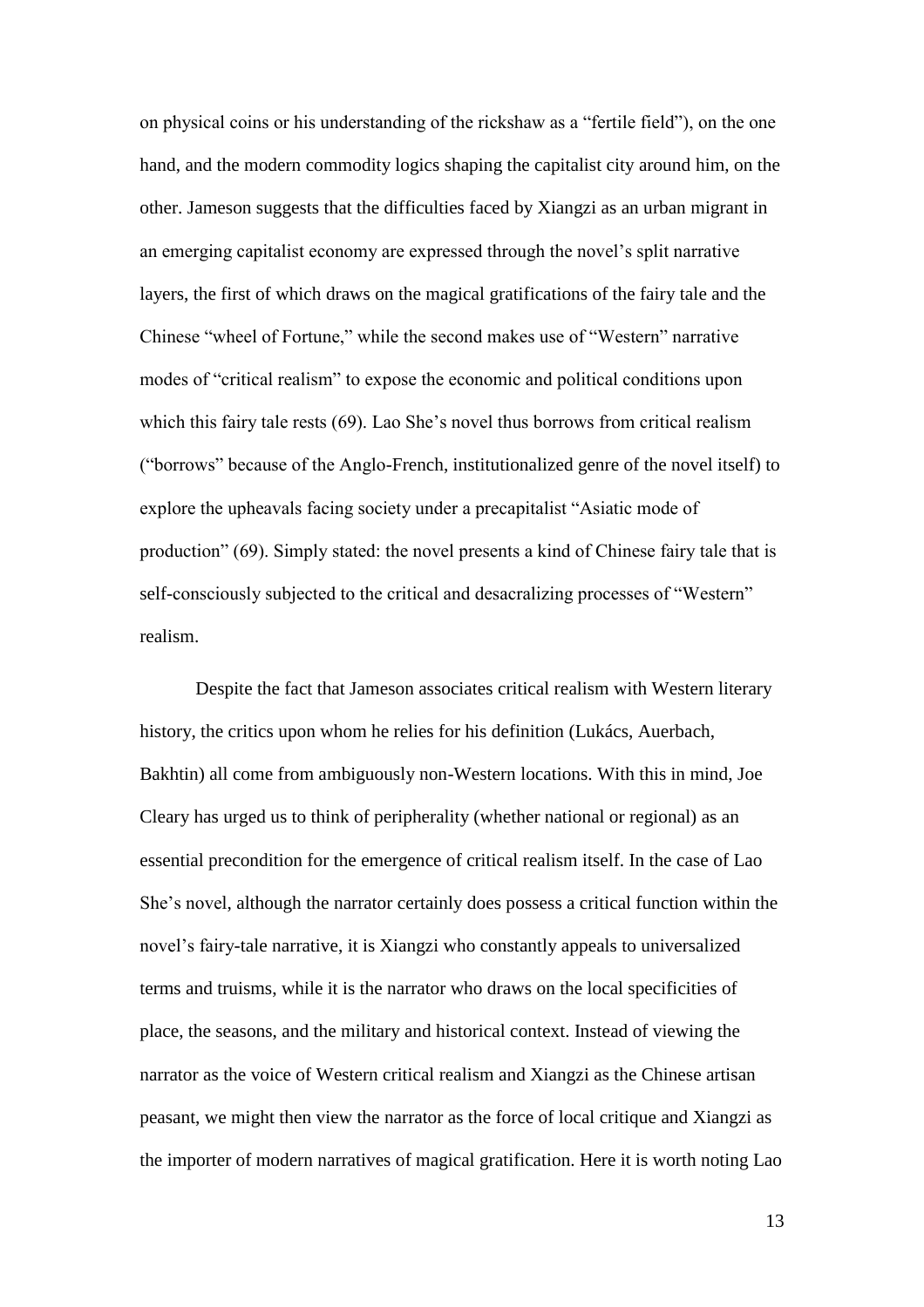on physical coins or his understanding of the rickshaw as a "fertile field"), on the one hand, and the modern commodity logics shaping the capitalist city around him, on the other. Jameson suggests that the difficulties faced by Xiangzi as an urban migrant in an emerging capitalist economy are expressed through the novel's split narrative layers, the first of which draws on the magical gratifications of the fairy tale and the Chinese "wheel of Fortune," while the second makes use of "Western" narrative modes of "critical realism" to expose the economic and political conditions upon which this fairy tale rests (69). Lao She's novel thus borrows from critical realism ("borrows" because of the Anglo-French, institutionalized genre of the novel itself) to explore the upheavals facing society under a precapitalist "Asiatic mode of production" (69). Simply stated: the novel presents a kind of Chinese fairy tale that is self-consciously subjected to the critical and desacralizing processes of "Western" realism.

Despite the fact that Jameson associates critical realism with Western literary history, the critics upon whom he relies for his definition (Lukács, Auerbach, Bakhtin) all come from ambiguously non-Western locations. With this in mind, Joe Cleary has urged us to think of peripherality (whether national or regional) as an essential precondition for the emergence of critical realism itself. In the case of Lao She's novel, although the narrator certainly does possess a critical function within the novel's fairy-tale narrative, it is Xiangzi who constantly appeals to universalized terms and truisms, while it is the narrator who draws on the local specificities of place, the seasons, and the military and historical context. Instead of viewing the narrator as the voice of Western critical realism and Xiangzi as the Chinese artisan peasant, we might then view the narrator as the force of local critique and Xiangzi as the importer of modern narratives of magical gratification. Here it is worth noting Lao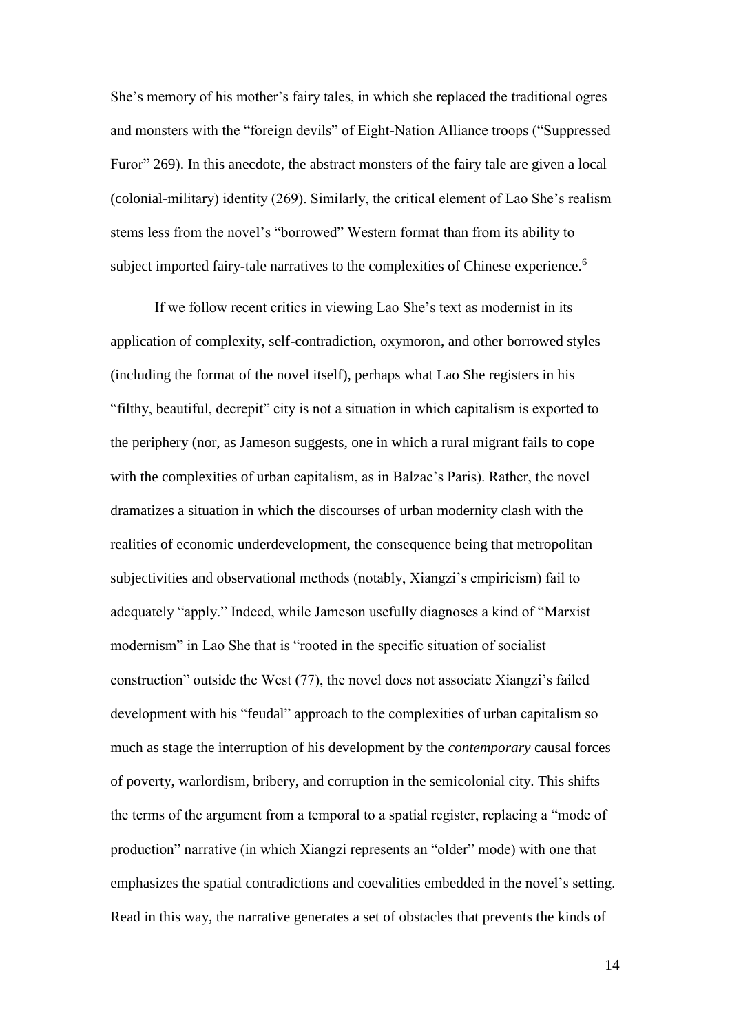She's memory of his mother's fairy tales, in which she replaced the traditional ogres and monsters with the "foreign devils" of Eight-Nation Alliance troops ("Suppressed Furor" 269). In this anecdote, the abstract monsters of the fairy tale are given a local (colonial-military) identity (269). Similarly, the critical element of Lao She's realism stems less from the novel's "borrowed" Western format than from its ability to subject imported fairy-tale narratives to the complexities of Chinese experience.[6]

If we follow recent critics in viewing Lao She's text as modernist in its application of complexity, self-contradiction, oxymoron, and other borrowed styles (including the format of the novel itself), perhaps what Lao She registers in his "filthy, beautiful, decrepit" city is not a situation in which capitalism is exported to the periphery (nor, as Jameson suggests, one in which a rural migrant fails to cope with the complexities of urban capitalism, as in Balzac's Paris). Rather, the novel dramatizes a situation in which the discourses of urban modernity clash with the realities of economic underdevelopment, the consequence being that metropolitan subjectivities and observational methods (notably, Xiangzi's empiricism) fail to adequately "apply." Indeed, while Jameson usefully diagnoses a kind of "Marxist modernism" in Lao She that is "rooted in the specific situation of socialist construction" outside the West (77), the novel does not associate Xiangzi's failed development with his "feudal" approach to the complexities of urban capitalism so much as stage the interruption of his development by the *contemporary* causal forces of poverty, warlordism, bribery, and corruption in the semicolonial city. This shifts the terms of the argument from a temporal to a spatial register, replacing a "mode of production" narrative (in which Xiangzi represents an "older" mode) with one that emphasizes the spatial contradictions and coevalities embedded in the novel's setting. Read in this way, the narrative generates a set of obstacles that prevents the kinds of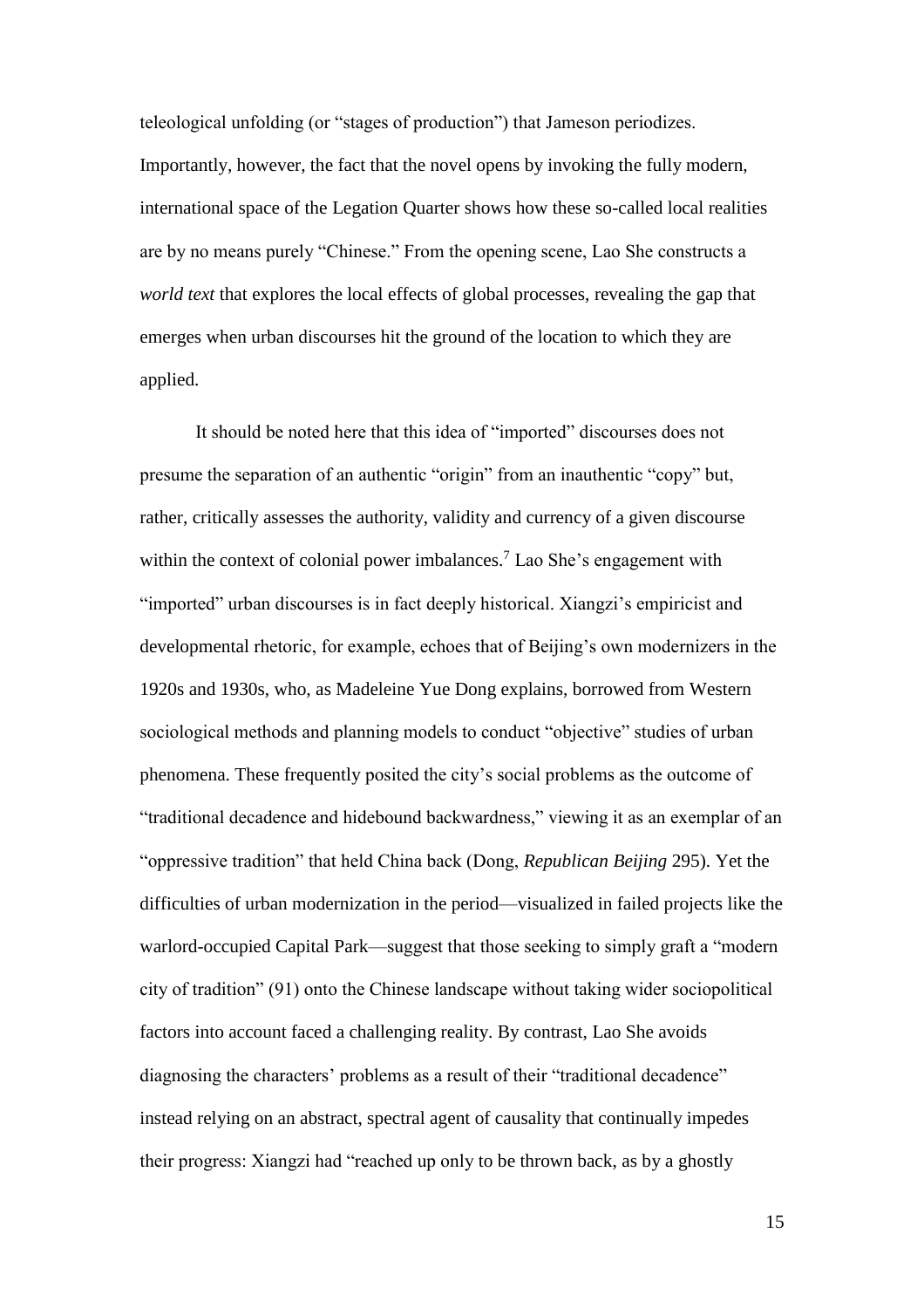teleological unfolding (or "stages of production") that Jameson periodizes. Importantly, however, the fact that the novel opens by invoking the fully modern, international space of the Legation Quarter shows how these so-called local realities are by no means purely "Chinese." From the opening scene, Lao She constructs a *world text* that explores the local effects of global processes, revealing the gap that emerges when urban discourses hit the ground of the location to which they are applied.

It should be noted here that this idea of "imported" discourses does not presume the separation of an authentic "origin" from an inauthentic "copy" but, rather, critically assesses the authority, validity and currency of a given discourse within the context of colonial power imbalances.[7] Lao She's engagement with "imported" urban discourses is in fact deeply historical. Xiangzi's empiricist and developmental rhetoric, for example, echoes that of Beijing's own modernizers in the 1920s and 1930s, who, as Madeleine Yue Dong explains, borrowed from Western sociological methods and planning models to conduct "objective" studies of urban phenomena. These frequently posited the city's social problems as the outcome of "traditional decadence and hidebound backwardness," viewing it as an exemplar of an "oppressive tradition" that held China back (Dong, *Republican Beijing* 295). Yet the difficulties of urban modernization in the period—visualized in failed projects like the warlord-occupied Capital Park—suggest that those seeking to simply graft a "modern city of tradition" (91) onto the Chinese landscape without taking wider sociopolitical factors into account faced a challenging reality. By contrast, Lao She avoids diagnosing the characters' problems as a result of their "traditional decadence" instead relying on an abstract, spectral agent of causality that continually impedes their progress: Xiangzi had "reached up only to be thrown back, as by a ghostly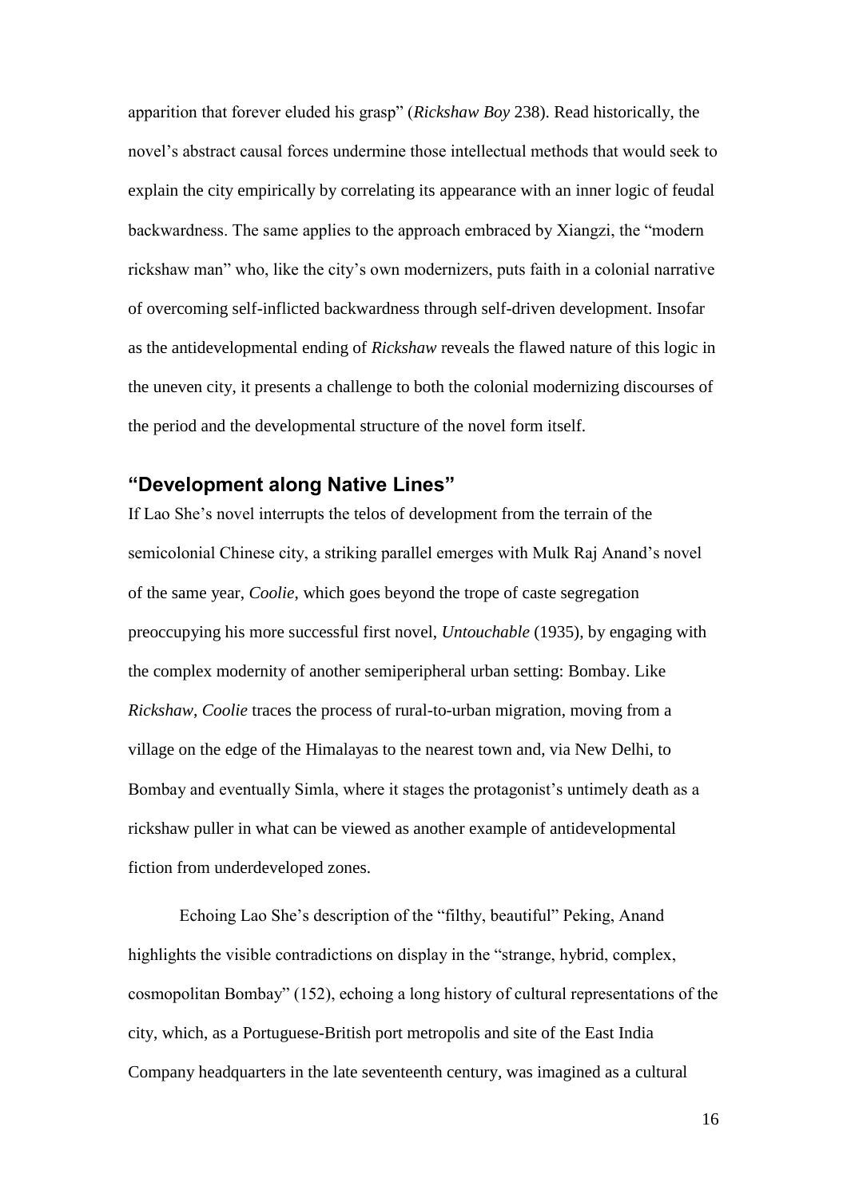apparition that forever eluded his grasp" (*Rickshaw Boy* 238). Read historically, the novel's abstract causal forces undermine those intellectual methods that would seek to explain the city empirically by correlating its appearance with an inner logic of feudal backwardness. The same applies to the approach embraced by Xiangzi, the "modern rickshaw man" who, like the city's own modernizers, puts faith in a colonial narrative of overcoming self-inflicted backwardness through self-driven development. Insofar as the antidevelopmental ending of *Rickshaw* reveals the flawed nature of this logic in the uneven city, it presents a challenge to both the colonial modernizing discourses of the period and the developmental structure of the novel form itself.

## "Development along Native Lines"

If Lao She's novel interrupts the telos of development from the terrain of the semicolonial Chinese city, a striking parallel emerges with Mulk Raj Anand's novel of the same year, *Coolie*, which goes beyond the trope of caste segregation preoccupying his more successful first novel, *Untouchable* (1935), by engaging with the complex modernity of another semiperipheral urban setting: Bombay. Like *Rickshaw*, *Coolie* traces the process of rural-to-urban migration, moving from a village on the edge of the Himalayas to the nearest town and, via New Delhi, to Bombay and eventually Simla, where it stages the protagonist's untimely death as a rickshaw puller in what can be viewed as another example of antidevelopmental fiction from underdeveloped zones.

Echoing Lao She's description of the "filthy, beautiful" Peking, Anand highlights the visible contradictions on display in the "strange, hybrid, complex, cosmopolitan Bombay" (152), echoing a long history of cultural representations of the city, which, as a Portuguese-British port metropolis and site of the East India Company headquarters in the late seventeenth century, was imagined as a cultural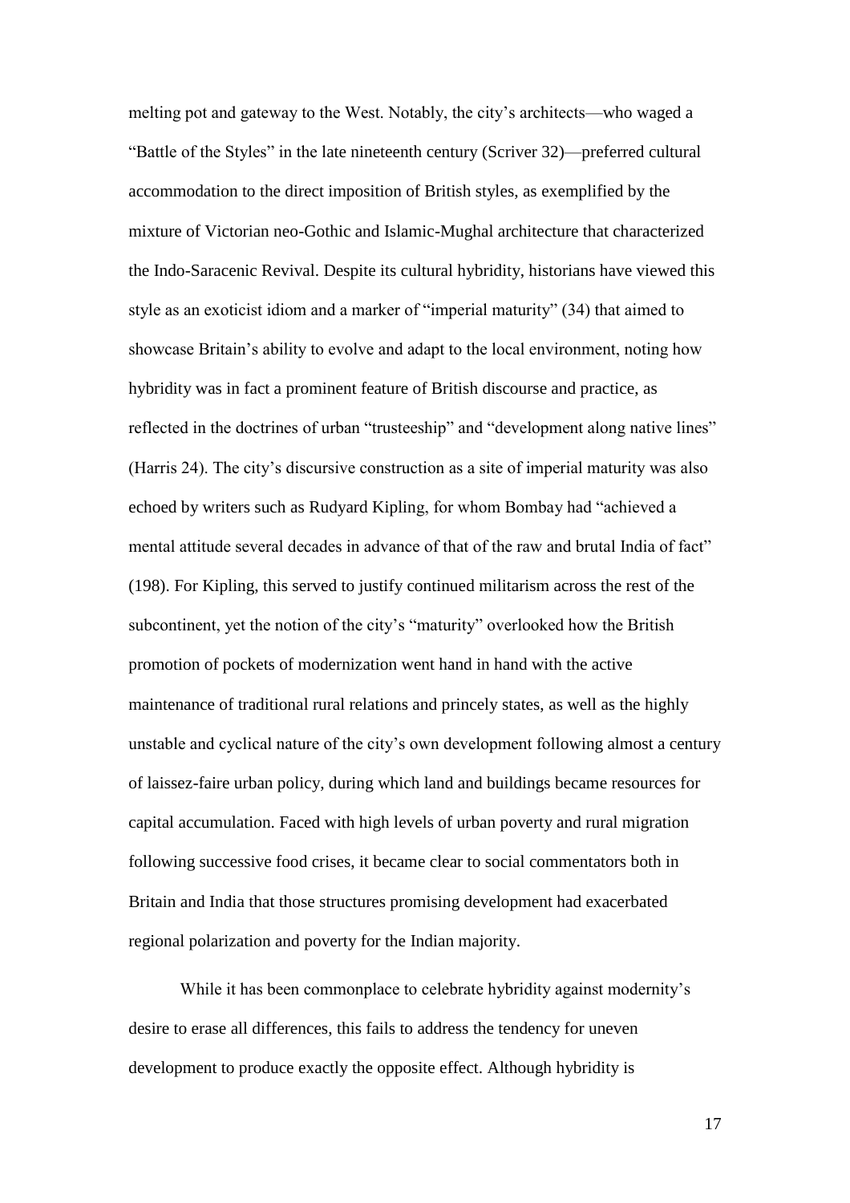melting pot and gateway to the West. Notably, the city's architects—who waged a "Battle of the Styles" in the late nineteenth century (Scriver 32)—preferred cultural accommodation to the direct imposition of British styles, as exemplified by the mixture of Victorian neo-Gothic and Islamic-Mughal architecture that characterized the Indo-Saracenic Revival. Despite its cultural hybridity, historians have viewed this style as an exoticist idiom and a marker of "imperial maturity" (34) that aimed to showcase Britain's ability to evolve and adapt to the local environment, noting how hybridity was in fact a prominent feature of British discourse and practice, as reflected in the doctrines of urban "trusteeship" and "development along native lines" (Harris 24). The city's discursive construction as a site of imperial maturity was also echoed by writers such as Rudyard Kipling, for whom Bombay had "achieved a mental attitude several decades in advance of that of the raw and brutal India of fact" (198). For Kipling, this served to justify continued militarism across the rest of the subcontinent, yet the notion of the city's "maturity" overlooked how the British promotion of pockets of modernization went hand in hand with the active maintenance of traditional rural relations and princely states, as well as the highly unstable and cyclical nature of the city's own development following almost a century of laissez-faire urban policy, during which land and buildings became resources for capital accumulation. Faced with high levels of urban poverty and rural migration following successive food crises, it became clear to social commentators both in Britain and India that those structures promising development had exacerbated regional polarization and poverty for the Indian majority.

While it has been commonplace to celebrate hybridity against modernity's desire to erase all differences, this fails to address the tendency for uneven development to produce exactly the opposite effect. Although hybridity is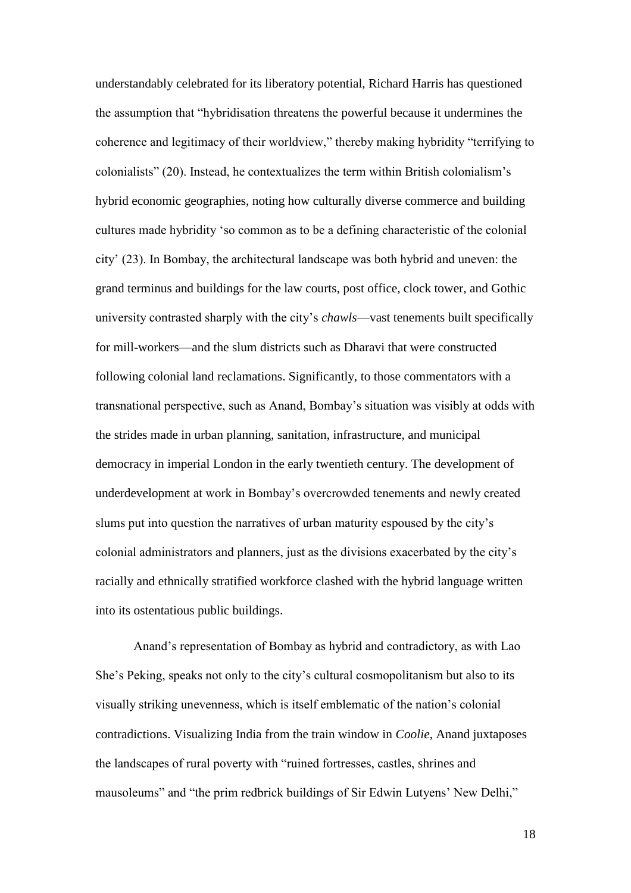understandably celebrated for its liberatory potential, Richard Harris has questioned the assumption that "hybridisation threatens the powerful because it undermines the coherence and legitimacy of their worldview," thereby making hybridity "terrifying to colonialists" (20). Instead, he contextualizes the term within British colonialism's hybrid economic geographies, noting how culturally diverse commerce and building cultures made hybridity 'so common as to be a defining characteristic of the colonial city' (23). In Bombay, the architectural landscape was both hybrid and uneven: the grand terminus and buildings for the law courts, post office, clock tower, and Gothic university contrasted sharply with the city's *chawls*—vast tenements built specifically for mill-workers—and the slum districts such as Dharavi that were constructed following colonial land reclamations. Significantly, to those commentators with a transnational perspective, such as Anand, Bombay's situation was visibly at odds with the strides made in urban planning, sanitation, infrastructure, and municipal democracy in imperial London in the early twentieth century. The development of underdevelopment at work in Bombay's overcrowded tenements and newly created slums put into question the narratives of urban maturity espoused by the city's colonial administrators and planners, just as the divisions exacerbated by the city's racially and ethnically stratified workforce clashed with the hybrid language written into its ostentatious public buildings.

Anand's representation of Bombay as hybrid and contradictory, as with Lao She's Peking, speaks not only to the city's cultural cosmopolitanism but also to its visually striking unevenness, which is itself emblematic of the nation's colonial contradictions. Visualizing India from the train window in *Coolie*, Anand juxtaposes the landscapes of rural poverty with "ruined fortresses, castles, shrines and mausoleums" and "the prim redbrick buildings of Sir Edwin Lutyens' New Delhi,"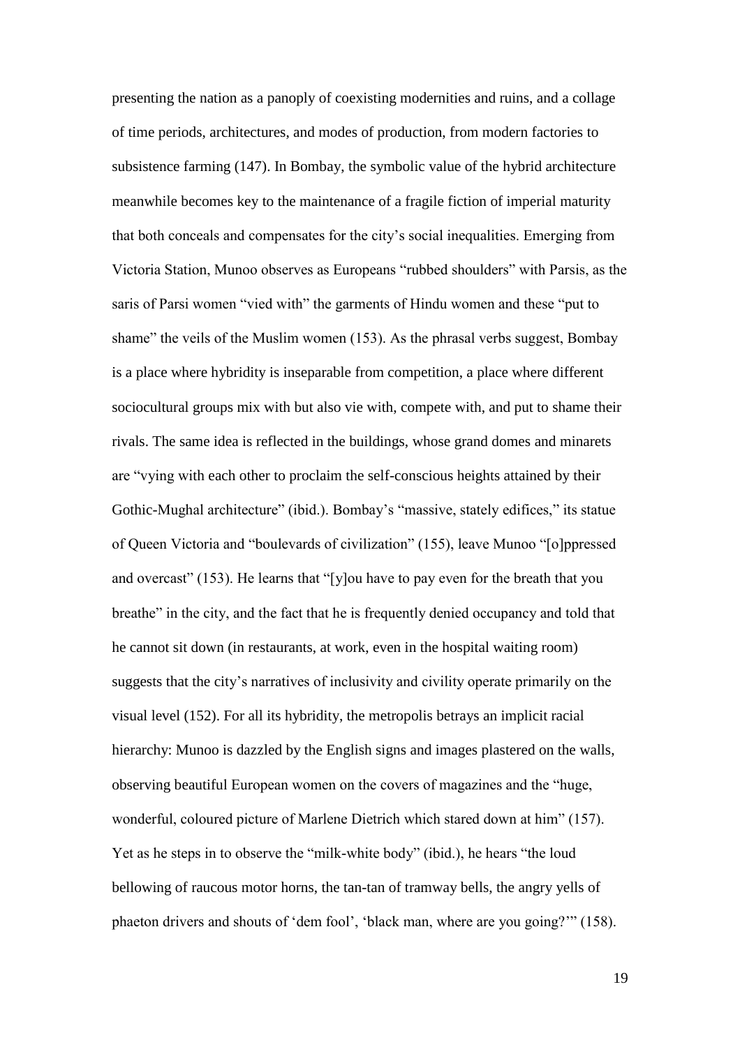presenting the nation as a panoply of coexisting modernities and ruins, and a collage of time periods, architectures, and modes of production, from modern factories to subsistence farming (147). In Bombay, the symbolic value of the hybrid architecture meanwhile becomes key to the maintenance of a fragile fiction of imperial maturity that both conceals and compensates for the city's social inequalities. Emerging from Victoria Station, Munoo observes as Europeans "rubbed shoulders" with Parsis, as the saris of Parsi women "vied with" the garments of Hindu women and these "put to shame" the veils of the Muslim women (153). As the phrasal verbs suggest, Bombay is a place where hybridity is inseparable from competition, a place where different sociocultural groups mix with but also vie with, compete with, and put to shame their rivals. The same idea is reflected in the buildings, whose grand domes and minarets are "vying with each other to proclaim the self-conscious heights attained by their Gothic-Mughal architecture" (ibid.). Bombay's "massive, stately edifices," its statue of Queen Victoria and "boulevards of civilization" (155), leave Munoo "[o]ppressed and overcast" (153). He learns that "[y]ou have to pay even for the breath that you breathe" in the city, and the fact that he is frequently denied occupancy and told that he cannot sit down (in restaurants, at work, even in the hospital waiting room) suggests that the city's narratives of inclusivity and civility operate primarily on the visual level (152). For all its hybridity, the metropolis betrays an implicit racial hierarchy: Munoo is dazzled by the English signs and images plastered on the walls, observing beautiful European women on the covers of magazines and the "huge, wonderful, coloured picture of Marlene Dietrich which stared down at him" (157). Yet as he steps in to observe the "milk-white body" (ibid.), he hears "the loud bellowing of raucous motor horns, the tan-tan of tramway bells, the angry yells of phaeton drivers and shouts of 'dem fool', 'black man, where are you going?'" (158).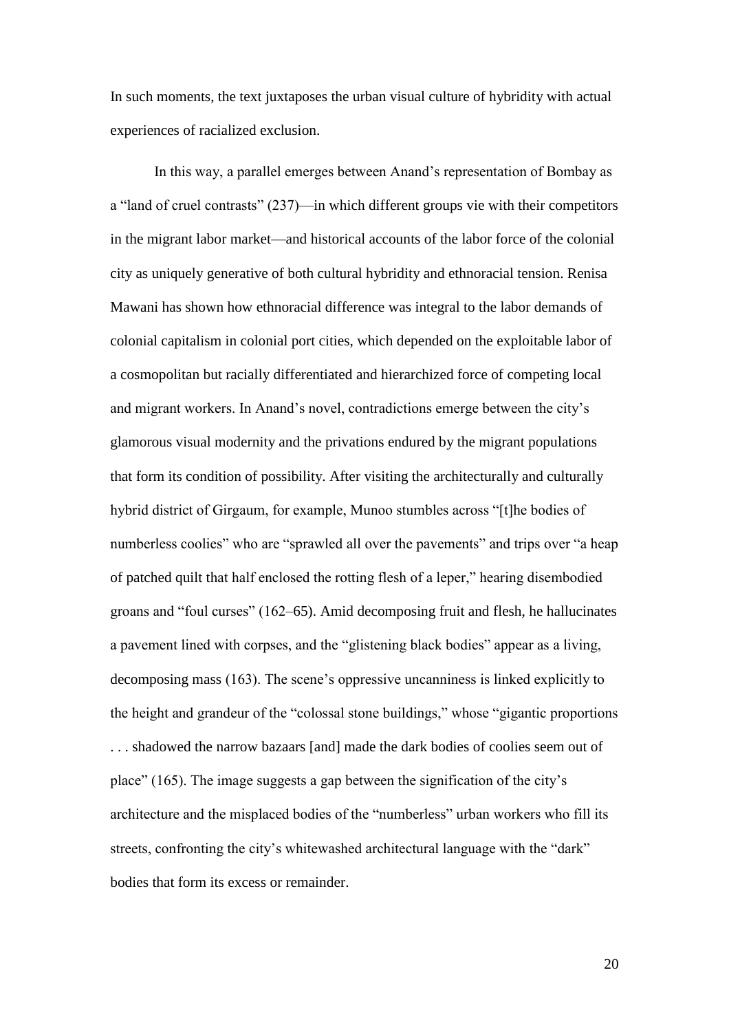In such moments, the text juxtaposes the urban visual culture of hybridity with actual experiences of racialized exclusion.

In this way, a parallel emerges between Anand's representation of Bombay as a "land of cruel contrasts" (237)—in which different groups vie with their competitors in the migrant labor market—and historical accounts of the labor force of the colonial city as uniquely generative of both cultural hybridity and ethnoracial tension. Renisa Mawani has shown how ethnoracial difference was integral to the labor demands of colonial capitalism in colonial port cities, which depended on the exploitable labor of a cosmopolitan but racially differentiated and hierarchized force of competing local and migrant workers. In Anand's novel, contradictions emerge between the city's glamorous visual modernity and the privations endured by the migrant populations that form its condition of possibility. After visiting the architecturally and culturally hybrid district of Girgaum, for example, Munoo stumbles across "[t]he bodies of numberless coolies" who are "sprawled all over the pavements" and trips over "a heap of patched quilt that half enclosed the rotting flesh of a leper," hearing disembodied groans and "foul curses" (162–65). Amid decomposing fruit and flesh, he hallucinates a pavement lined with corpses, and the "glistening black bodies" appear as a living, decomposing mass (163). The scene's oppressive uncanniness is linked explicitly to the height and grandeur of the "colossal stone buildings," whose "gigantic proportions . . . shadowed the narrow bazaars [and] made the dark bodies of coolies seem out of place" (165). The image suggests a gap between the signification of the city's architecture and the misplaced bodies of the "numberless" urban workers who fill its streets, confronting the city's whitewashed architectural language with the "dark" bodies that form its excess or remainder.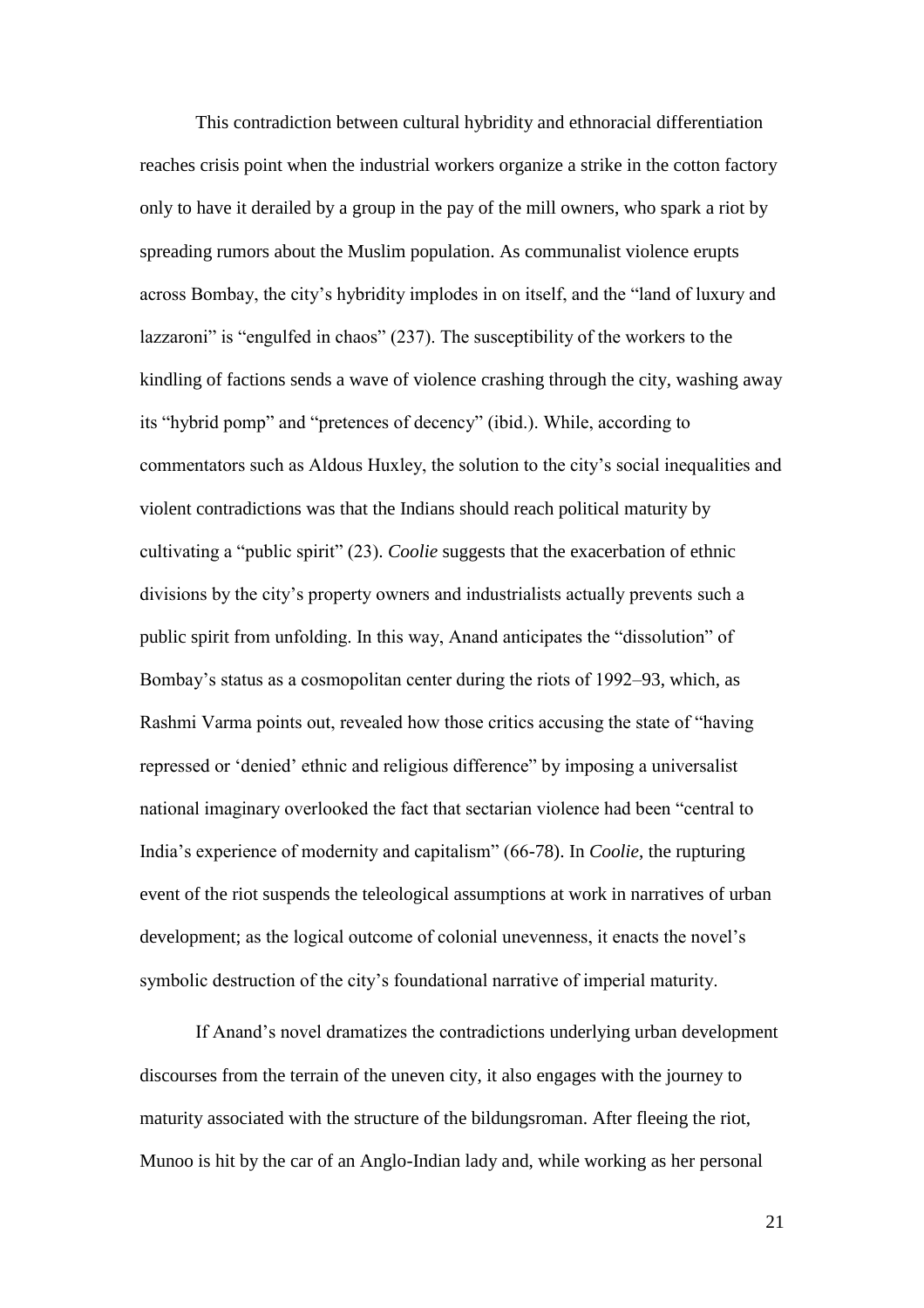This contradiction between cultural hybridity and ethnoracial differentiation reaches crisis point when the industrial workers organize a strike in the cotton factory only to have it derailed by a group in the pay of the mill owners, who spark a riot by spreading rumors about the Muslim population. As communalist violence erupts across Bombay, the city's hybridity implodes in on itself, and the "land of luxury and lazzaroni" is "engulfed in chaos" (237). The susceptibility of the workers to the kindling of factions sends a wave of violence crashing through the city, washing away its "hybrid pomp" and "pretences of decency" (ibid.). While, according to commentators such as Aldous Huxley, the solution to the city's social inequalities and violent contradictions was that the Indians should reach political maturity by cultivating a "public spirit" (23). *Coolie* suggests that the exacerbation of ethnic divisions by the city's property owners and industrialists actually prevents such a public spirit from unfolding. In this way, Anand anticipates the "dissolution" of Bombay's status as a cosmopolitan center during the riots of 1992–93, which, as Rashmi Varma points out, revealed how those critics accusing the state of "having repressed or 'denied' ethnic and religious difference" by imposing a universalist national imaginary overlooked the fact that sectarian violence had been "central to India's experience of modernity and capitalism" (66-78). In *Coolie*, the rupturing event of the riot suspends the teleological assumptions at work in narratives of urban development; as the logical outcome of colonial unevenness, it enacts the novel's symbolic destruction of the city's foundational narrative of imperial maturity.

If Anand's novel dramatizes the contradictions underlying urban development discourses from the terrain of the uneven city, it also engages with the journey to maturity associated with the structure of the bildungsroman. After fleeing the riot, Munoo is hit by the car of an Anglo-Indian lady and, while working as her personal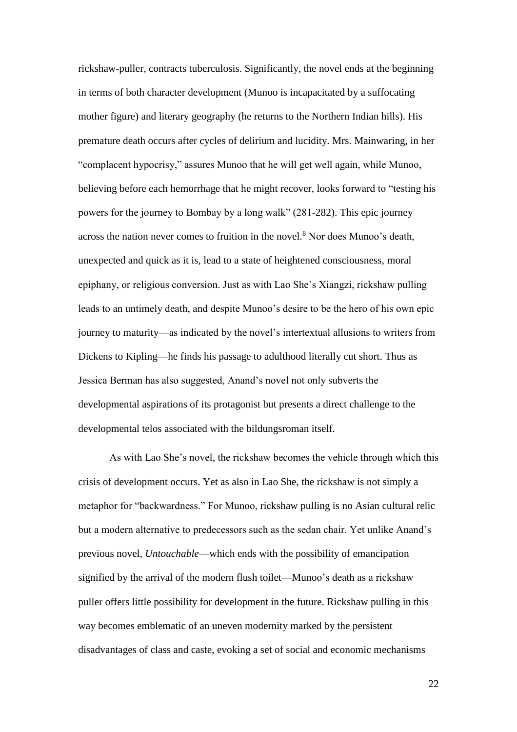rickshaw-puller, contracts tuberculosis. Significantly, the novel ends at the beginning in terms of both character development (Munoo is incapacitated by a suffocating mother figure) and literary geography (he returns to the Northern Indian hills). His premature death occurs after cycles of delirium and lucidity. Mrs. Mainwaring, in her "complacent hypocrisy," assures Munoo that he will get well again, while Munoo, believing before each hemorrhage that he might recover, looks forward to "testing his powers for the journey to Bombay by a long walk" (281-282). This epic journey across the nation never comes to fruition in the novel.[8] Nor does Munoo's death, unexpected and quick as it is, lead to a state of heightened consciousness, moral epiphany, or religious conversion. Just as with Lao She's Xiangzi, rickshaw pulling leads to an untimely death, and despite Munoo's desire to be the hero of his own epic journey to maturity—as indicated by the novel's intertextual allusions to writers from Dickens to Kipling—he finds his passage to adulthood literally cut short. Thus as Jessica Berman has also suggested, Anand's novel not only subverts the developmental aspirations of its protagonist but presents a direct challenge to the developmental telos associated with the bildungsroman itself.

As with Lao She's novel, the rickshaw becomes the vehicle through which this crisis of development occurs. Yet as also in Lao She, the rickshaw is not simply a metaphor for "backwardness." For Munoo, rickshaw pulling is no Asian cultural relic but a modern alternative to predecessors such as the sedan chair. Yet unlike Anand's previous novel, *Untouchable*—which ends with the possibility of emancipation signified by the arrival of the modern flush toilet—Munoo's death as a rickshaw puller offers little possibility for development in the future. Rickshaw pulling in this way becomes emblematic of an uneven modernity marked by the persistent disadvantages of class and caste, evoking a set of social and economic mechanisms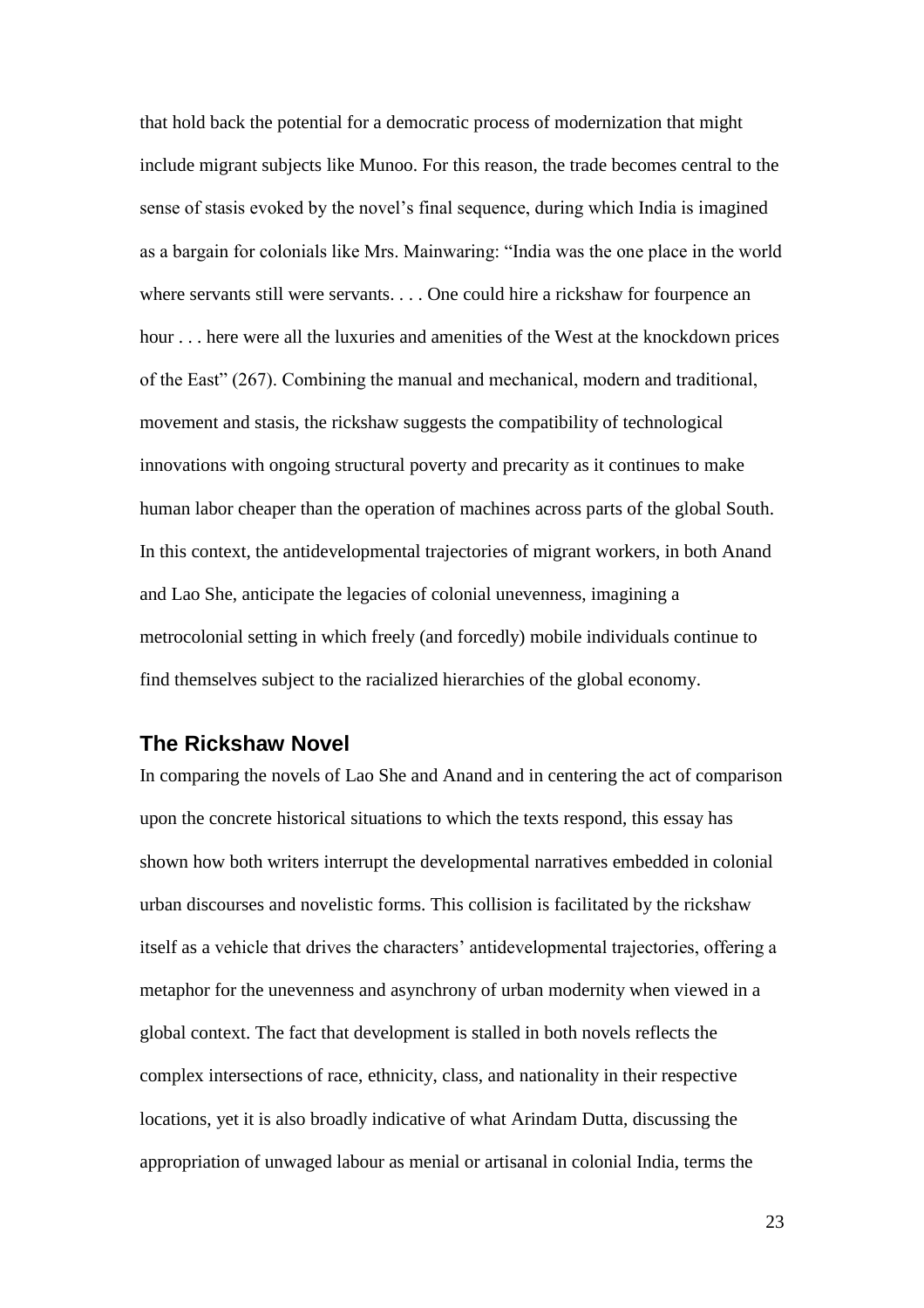that hold back the potential for a democratic process of modernization that might include migrant subjects like Munoo. For this reason, the trade becomes central to the sense of stasis evoked by the novel's final sequence, during which India is imagined as a bargain for colonials like Mrs. Mainwaring: "India was the one place in the world where servants still were servants. . . . One could hire a rickshaw for fourpence an hour . . . here were all the luxuries and amenities of the West at the knockdown prices of the East" (267). Combining the manual and mechanical, modern and traditional, movement and stasis, the rickshaw suggests the compatibility of technological innovations with ongoing structural poverty and precarity as it continues to make human labor cheaper than the operation of machines across parts of the global South. In this context, the antidevelopmental trajectories of migrant workers, in both Anand and Lao She, anticipate the legacies of colonial unevenness, imagining a metrocolonial setting in which freely (and forcedly) mobile individuals continue to find themselves subject to the racialized hierarchies of the global economy.

## The Rickshaw Novel

In comparing the novels of Lao She and Anand and in centering the act of comparison upon the concrete historical situations to which the texts respond, this essay has shown how both writers interrupt the developmental narratives embedded in colonial urban discourses and novelistic forms. This collision is facilitated by the rickshaw itself as a vehicle that drives the characters' antidevelopmental trajectories, offering a metaphor for the unevenness and asynchrony of urban modernity when viewed in a global context. The fact that development is stalled in both novels reflects the complex intersections of race, ethnicity, class, and nationality in their respective locations, yet it is also broadly indicative of what Arindam Dutta, discussing the appropriation of unwaged labour as menial or artisanal in colonial India, terms the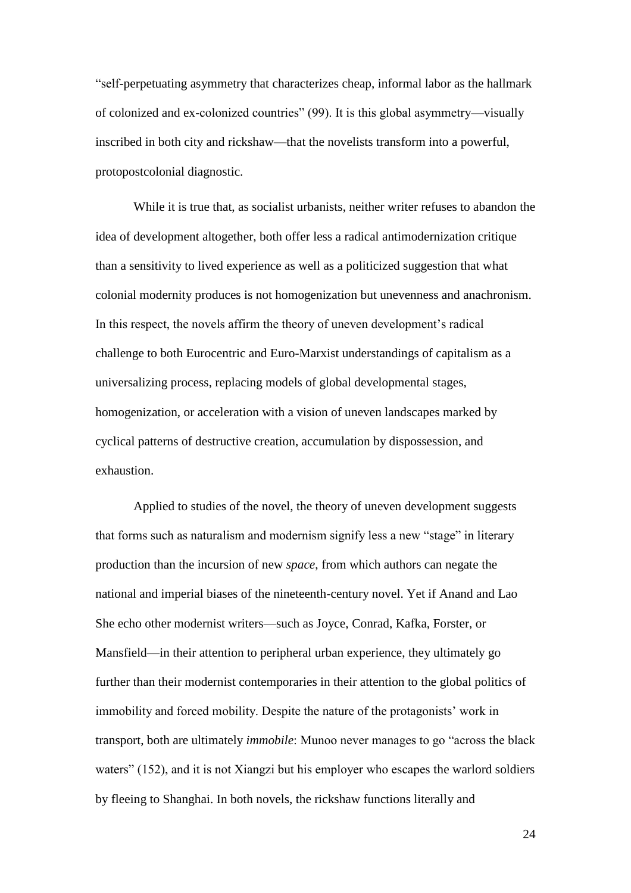"self-perpetuating asymmetry that characterizes cheap, informal labor as the hallmark of colonized and ex-colonized countries" (99). It is this global asymmetry—visually inscribed in both city and rickshaw—that the novelists transform into a powerful, protopostcolonial diagnostic.

While it is true that, as socialist urbanists, neither writer refuses to abandon the idea of development altogether, both offer less a radical antimodernization critique than a sensitivity to lived experience as well as a politicized suggestion that what colonial modernity produces is not homogenization but unevenness and anachronism. In this respect, the novels affirm the theory of uneven development's radical challenge to both Eurocentric and Euro-Marxist understandings of capitalism as a universalizing process, replacing models of global developmental stages, homogenization, or acceleration with a vision of uneven landscapes marked by cyclical patterns of destructive creation, accumulation by dispossession, and exhaustion.

Applied to studies of the novel, the theory of uneven development suggests that forms such as naturalism and modernism signify less a new "stage" in literary production than the incursion of new *space*, from which authors can negate the national and imperial biases of the nineteenth-century novel. Yet if Anand and Lao She echo other modernist writers—such as Joyce, Conrad, Kafka, Forster, or Mansfield—in their attention to peripheral urban experience, they ultimately go further than their modernist contemporaries in their attention to the global politics of immobility and forced mobility. Despite the nature of the protagonists' work in transport, both are ultimately *immobile*: Munoo never manages to go "across the black waters" (152), and it is not Xiangzi but his employer who escapes the warlord soldiers by fleeing to Shanghai. In both novels, the rickshaw functions literally and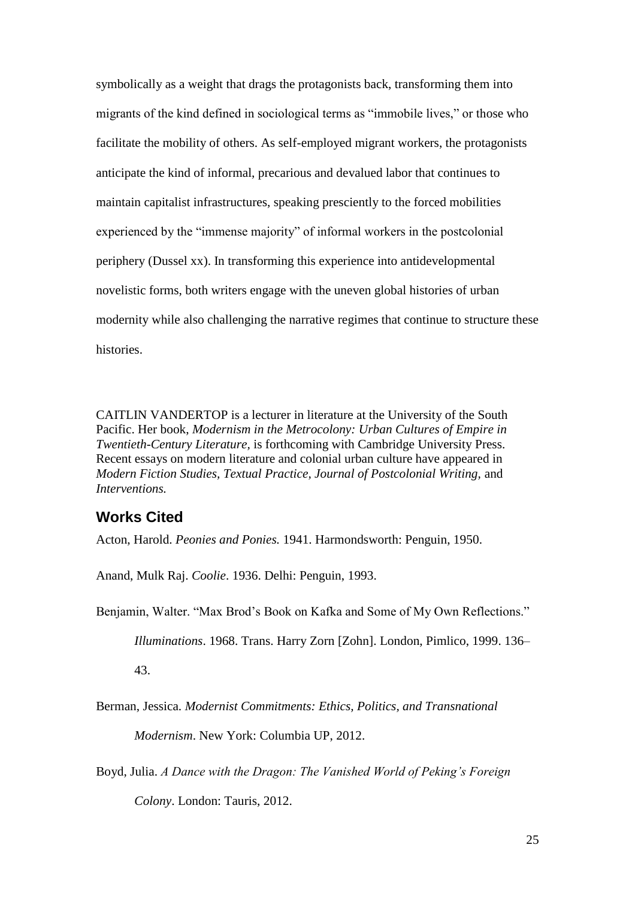symbolically as a weight that drags the protagonists back, transforming them into migrants of the kind defined in sociological terms as "immobile lives," or those who facilitate the mobility of others. As self-employed migrant workers, the protagonists anticipate the kind of informal, precarious and devalued labor that continues to maintain capitalist infrastructures, speaking presciently to the forced mobilities experienced by the "immense majority" of informal workers in the postcolonial periphery (Dussel xx). In transforming this experience into antidevelopmental novelistic forms, both writers engage with the uneven global histories of urban modernity while also challenging the narrative regimes that continue to structure these histories.

CAITLIN VANDERTOP is a lecturer in literature at the University of the South Pacific. Her book, *Modernism in the Metrocolony: Urban Cultures of Empire in Twentieth-Century Literature,* is forthcoming with Cambridge University Press. Recent essays on modern literature and colonial urban culture have appeared in *Modern Fiction Studies, Textual Practice, Journal of Postcolonial Writing,* and *Interventions.*

## Works Cited

Acton, Harold. *Peonies and Ponies.* 1941. Harmondsworth: Penguin, 1950.

Anand, Mulk Raj. *Coolie*. 1936. Delhi: Penguin, 1993.

Benjamin, Walter. "Max Brod's Book on Kafka and Some of My Own Reflections." *Illuminations*. 1968. Trans. Harry Zorn [Zohn]. London, Pimlico, 1999. 136–43.

Berman, Jessica. *Modernist Commitments: Ethics, Politics, and Transnational Modernism*. New York: Columbia UP, 2012.

Boyd, Julia. *A Dance with the Dragon: The Vanished World of Peking's Foreign Colony*. London: Tauris, 2012.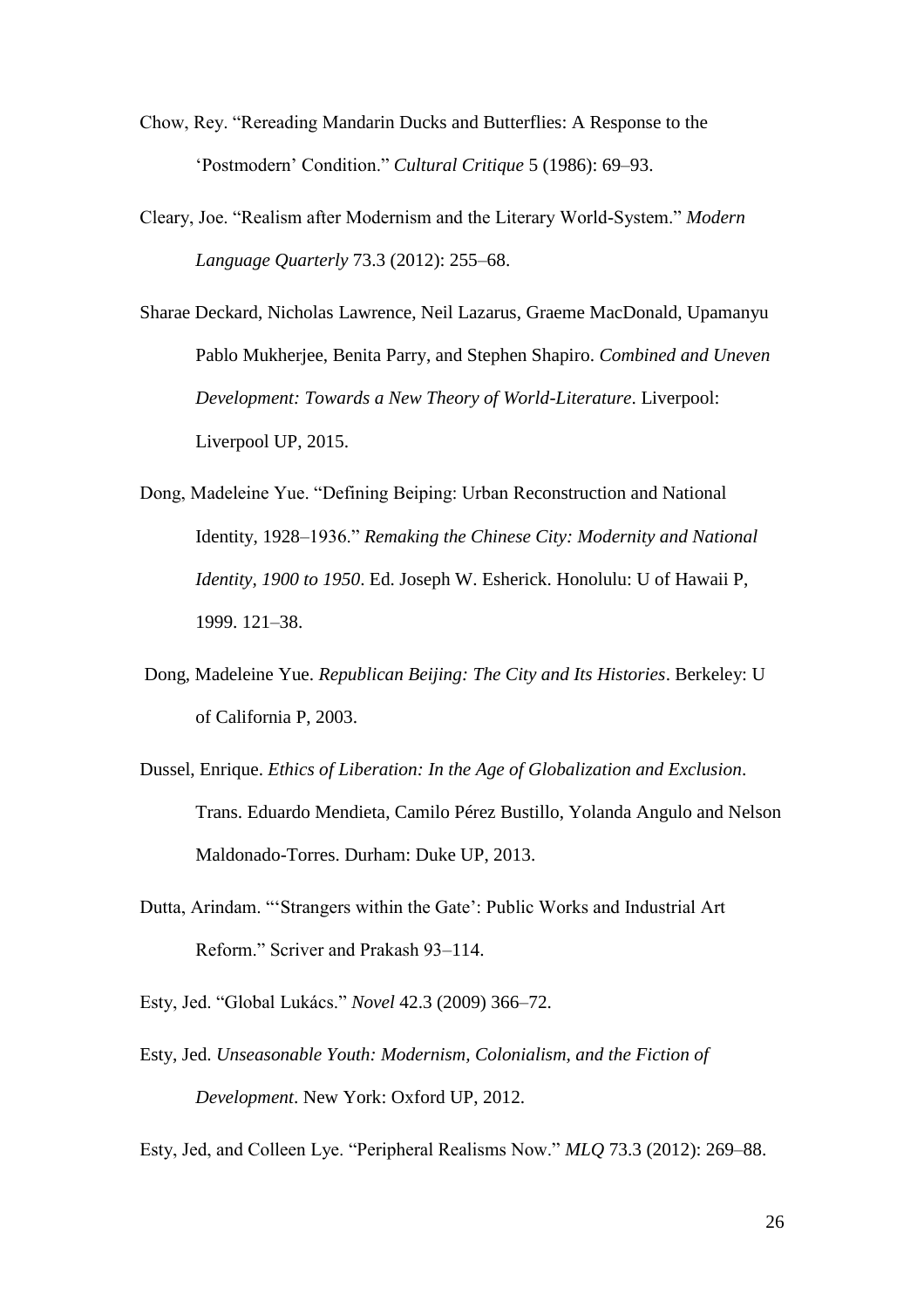Chow, Rey. “Rereading Mandarin Ducks and Butterflies: A Response to the ‘Postmodern’ Condition.” *Cultural Critique* 5 (1986): 69–93.

Cleary, Joe. “Realism after Modernism and the Literary World-System.” *Modern Language Quarterly* 73.3 (2012): 255–68.

Sharae Deckard, Nicholas Lawrence, Neil Lazarus, Graeme MacDonald, Upamanyu Pablo Mukherjee, Benita Parry, and Stephen Shapiro. *Combined and Uneven Development: Towards a New Theory of World-Literature*. Liverpool: Liverpool UP, 2015.

Dong, Madeleine Yue. “Defining Beiping: Urban Reconstruction and National Identity, 1928–1936.” *Remaking the Chinese City: Modernity and National Identity, 1900 to 1950*. Ed. Joseph W. Esherick. Honolulu: U of Hawaii P, 1999. 121–38.

Dong, Madeleine Yue. *Republican Beijing: The City and Its Histories*. Berkeley: U of California P, 2003.

Dussel, Enrique. *Ethics of Liberation: In the Age of Globalization and Exclusion*. Trans. Eduardo Mendieta, Camilo Pérez Bustillo, Yolanda Angulo and Nelson Maldonado-Torres. Durham: Duke UP, 2013.

Dutta, Arindam. “‘Strangers within the Gate’: Public Works and Industrial Art Reform.” Scriver and Prakash 93–114.

Esty, Jed. “Global Lukács.” *Novel* 42.3 (2009) 366–72.

Esty, Jed. *Unseasonable Youth: Modernism, Colonialism, and the Fiction of Development*. New York: Oxford UP, 2012.

Esty, Jed, and Colleen Lye. “Peripheral Realisms Now.” *MLQ* 73.3 (2012): 269–88.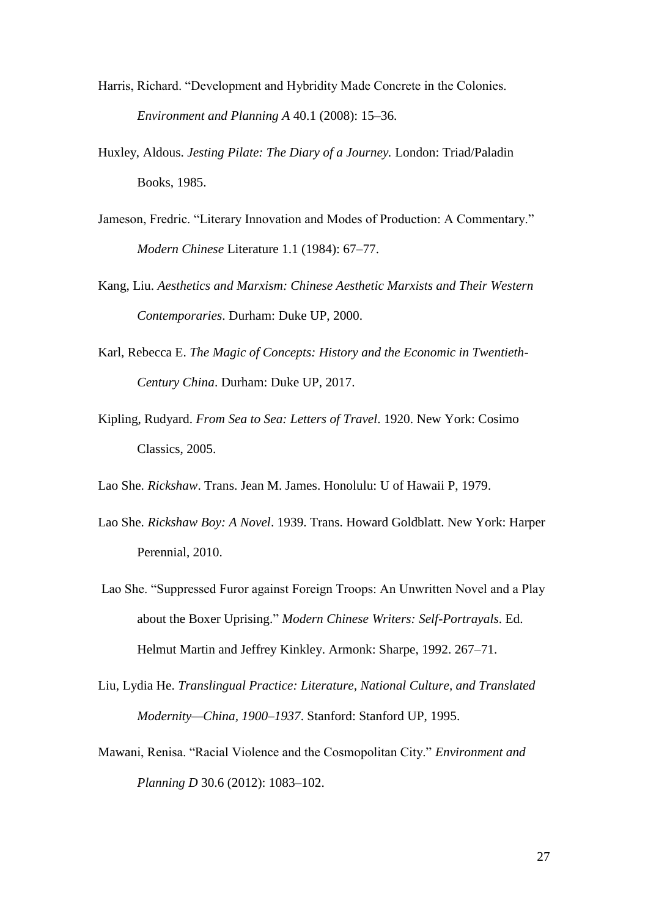Harris, Richard. "Development and Hybridity Made Concrete in the Colonies. *Environment and Planning A* 40.1 (2008): 15–36.

Huxley, Aldous. *Jesting Pilate: The Diary of a Journey.* London: Triad/Paladin Books, 1985.

Jameson, Fredric. "Literary Innovation and Modes of Production: A Commentary." *Modern Chinese* Literature 1.1 (1984): 67–77.

Kang, Liu. *Aesthetics and Marxism: Chinese Aesthetic Marxists and Their Western Contemporaries*. Durham: Duke UP, 2000.

Karl, Rebecca E. *The Magic of Concepts: History and the Economic in Twentieth-Century China*. Durham: Duke UP, 2017.

Kipling, Rudyard. *From Sea to Sea: Letters of Travel*. 1920. New York: Cosimo Classics, 2005.

Lao She. *Rickshaw*. Trans. Jean M. James. Honolulu: U of Hawaii P, 1979.

Lao She. *Rickshaw Boy: A Novel*. 1939. Trans. Howard Goldblatt. New York: Harper Perennial, 2010.

Lao She. "Suppressed Furor against Foreign Troops: An Unwritten Novel and a Play about the Boxer Uprising." *Modern Chinese Writers: Self-Portrayals*. Ed. Helmut Martin and Jeffrey Kinkley. Armonk: Sharpe, 1992. 267–71.

Liu, Lydia He. *Translingual Practice: Literature, National Culture, and Translated Modernity—China, 1900–1937*. Stanford: Stanford UP, 1995.

Mawani, Renisa. "Racial Violence and the Cosmopolitan City." *Environment and Planning D* 30.6 (2012): 1083–102.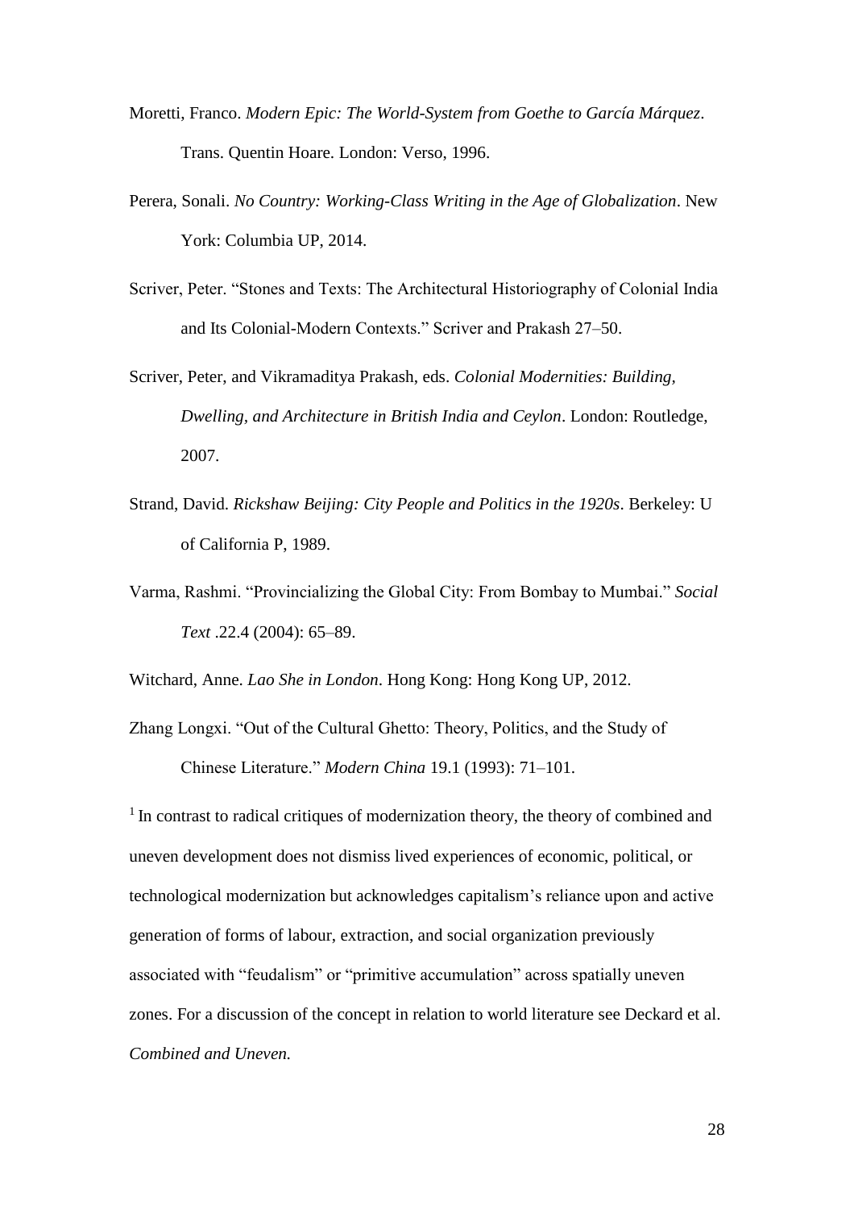Moretti, Franco. *Modern Epic: The World-System from Goethe to García Márquez*. Trans. Quentin Hoare. London: Verso, 1996.

Perera, Sonali. *No Country: Working-Class Writing in the Age of Globalization*. New York: Columbia UP, 2014.

Scriver, Peter. “Stones and Texts: The Architectural Historiography of Colonial India and Its Colonial-Modern Contexts.” Scriver and Prakash 27–50.

Scriver, Peter, and Vikramaditya Prakash, eds. *Colonial Modernities: Building, Dwelling, and Architecture in British India and Ceylon*. London: Routledge, 2007.

Strand, David. *Rickshaw Beijing: City People and Politics in the 1920s*. Berkeley: U of California P, 1989.

Varma, Rashmi. “Provincializing the Global City: From Bombay to Mumbai.” *Social Text* .22.4 (2004): 65–89.

Witchard, Anne. *Lao She in London*. Hong Kong: Hong Kong UP, 2012.

Zhang Longxi. “Out of the Cultural Ghetto: Theory, Politics, and the Study of Chinese Literature.” *Modern China* 19.1 (1993): 71–101.

[1] In contrast to radical critiques of modernization theory, the theory of combined and uneven development does not dismiss lived experiences of economic, political, or technological modernization but acknowledges capitalism’s reliance upon and active generation of forms of labour, extraction, and social organization previously associated with “feudalism” or “primitive accumulation” across spatially uneven zones. For a discussion of the concept in relation to world literature see Deckard et al. *Combined and Uneven.*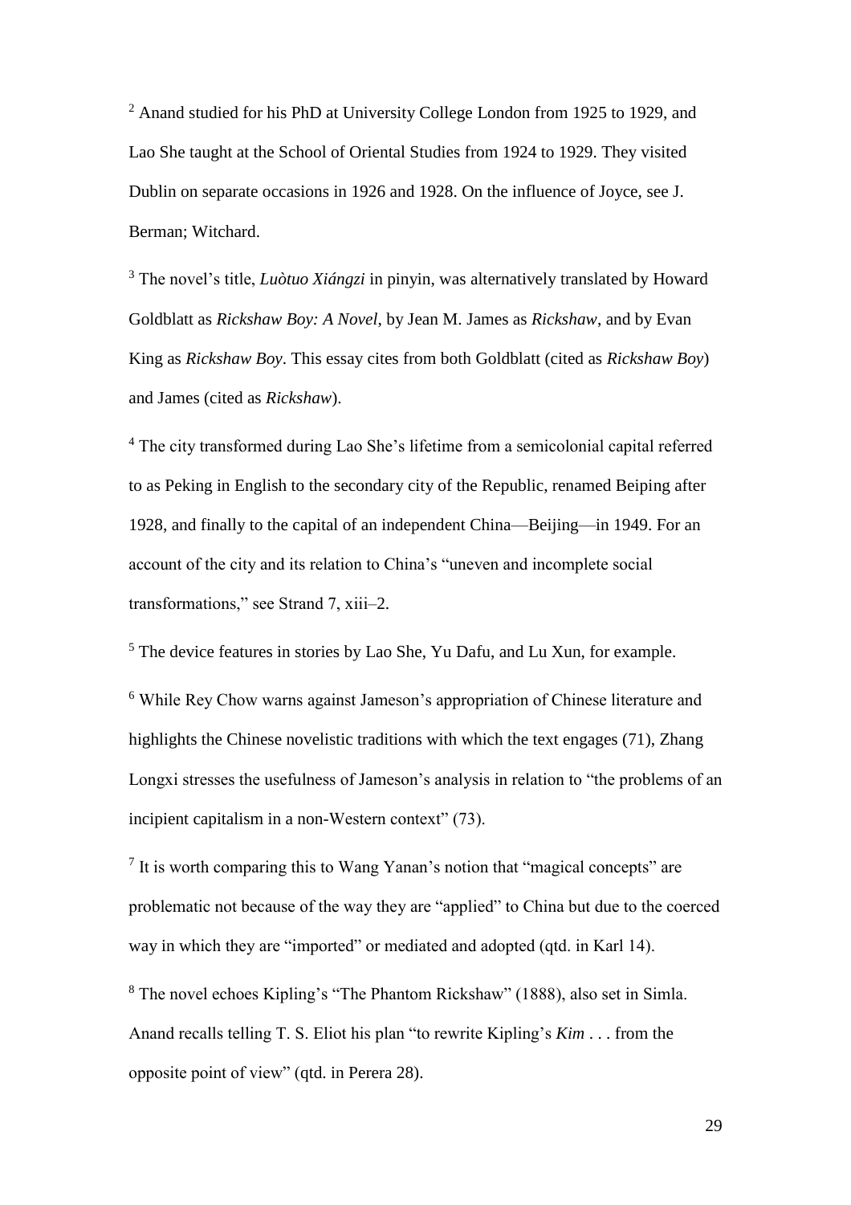[2] Anand studied for his PhD at University College London from 1925 to 1929, and Lao She taught at the School of Oriental Studies from 1924 to 1929. They visited Dublin on separate occasions in 1926 and 1928. On the influence of Joyce, see J. Berman; Witchard.

[3] The novel's title, *Luòtuo Xiángzi* in pinyin, was alternatively translated by Howard Goldblatt as *Rickshaw Boy: A Novel*, by Jean M. James as *Rickshaw*, and by Evan King as *Rickshaw Boy*. This essay cites from both Goldblatt (cited as *Rickshaw Boy*) and James (cited as *Rickshaw*).

[4] The city transformed during Lao She's lifetime from a semicolonial capital referred to as Peking in English to the secondary city of the Republic, renamed Beiping after 1928, and finally to the capital of an independent China—Beijing—in 1949. For an account of the city and its relation to China's "uneven and incomplete social transformations," see Strand 7, xiii–2.

[5] The device features in stories by Lao She, Yu Dafu, and Lu Xun, for example.

[6] While Rey Chow warns against Jameson's appropriation of Chinese literature and highlights the Chinese novelistic traditions with which the text engages (71), Zhang Longxi stresses the usefulness of Jameson's analysis in relation to "the problems of an incipient capitalism in a non-Western context" (73).

[7] It is worth comparing this to Wang Yanan's notion that "magical concepts" are problematic not because of the way they are "applied" to China but due to the coerced way in which they are "imported" or mediated and adopted (qtd. in Karl 14).

[8] The novel echoes Kipling's "The Phantom Rickshaw" (1888), also set in Simla. Anand recalls telling T. S. Eliot his plan "to rewrite Kipling's *Kim* . . . from the opposite point of view" (qtd. in Perera 28).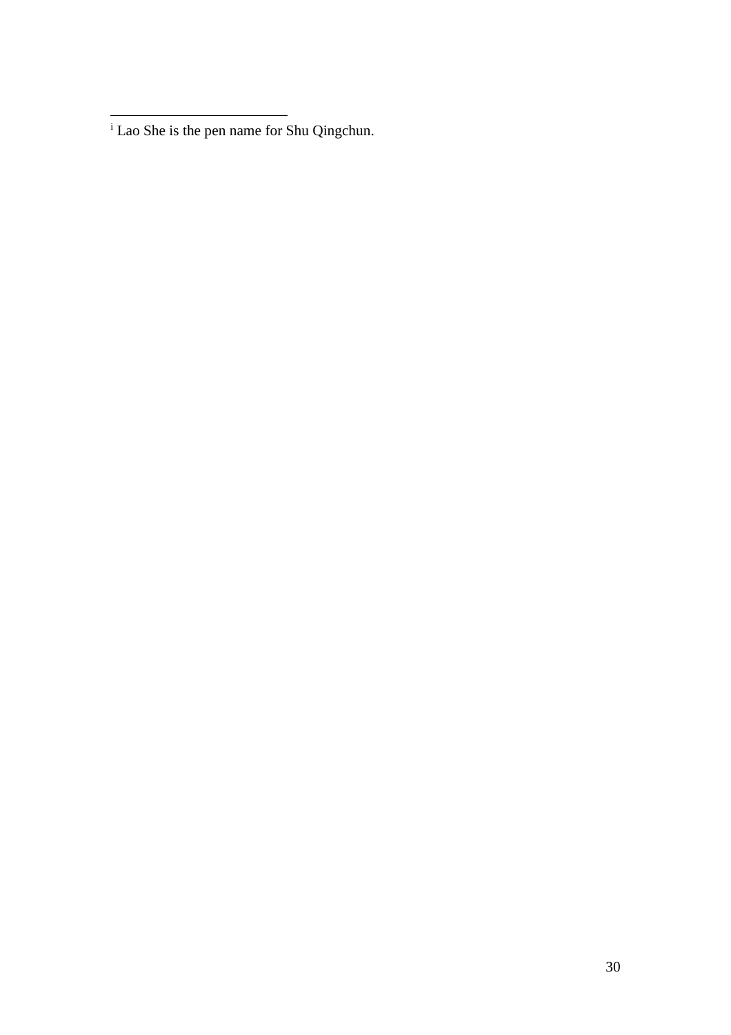[i] Lao She is the pen name for Shu Qingchun.